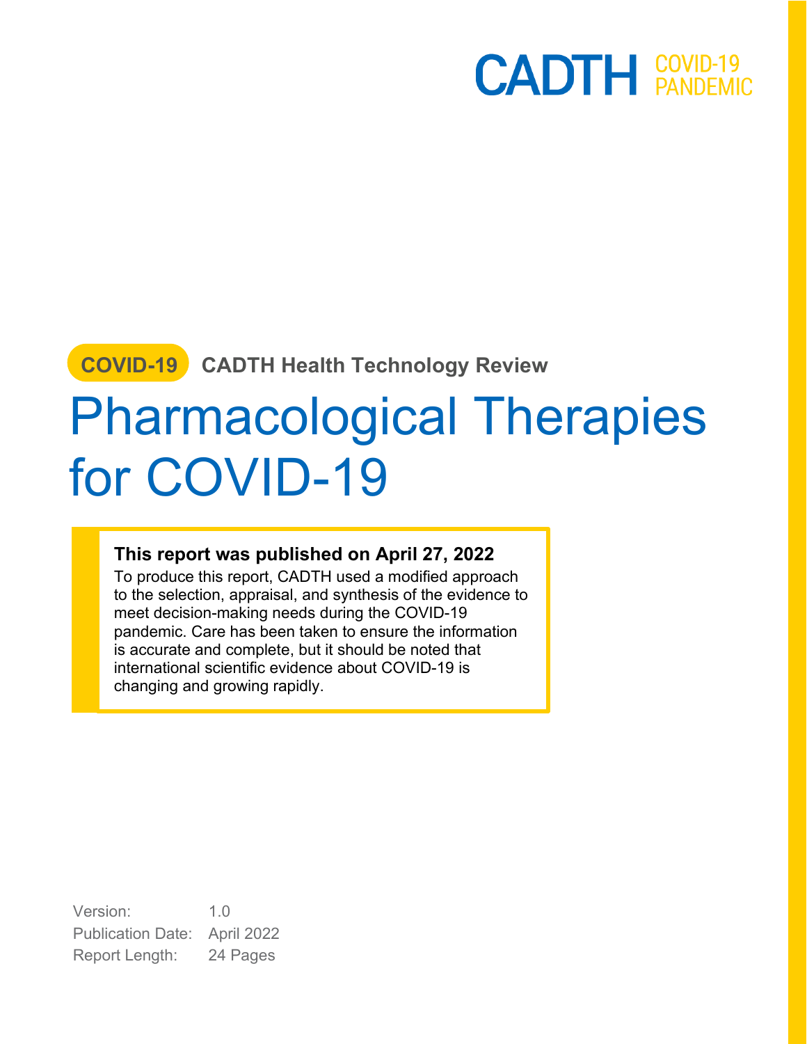CADTH COVID-19 PANDEMIC

**COVID-19** **CADTH Health Technology Review**

# Pharmacological Therapies for COVID-19

**This report was published on April 27, 2022**

To produce this report, CADTH used a modified approach to the selection, appraisal, and synthesis of the evidence to meet decision-making needs during the COVID-19 pandemic. Care has been taken to ensure the information is accurate and complete, but it should be noted that international scientific evidence about COVID-19 is changing and growing rapidly.

Version: 1.0

Publication Date: April 2022

Report Length: 24 Pages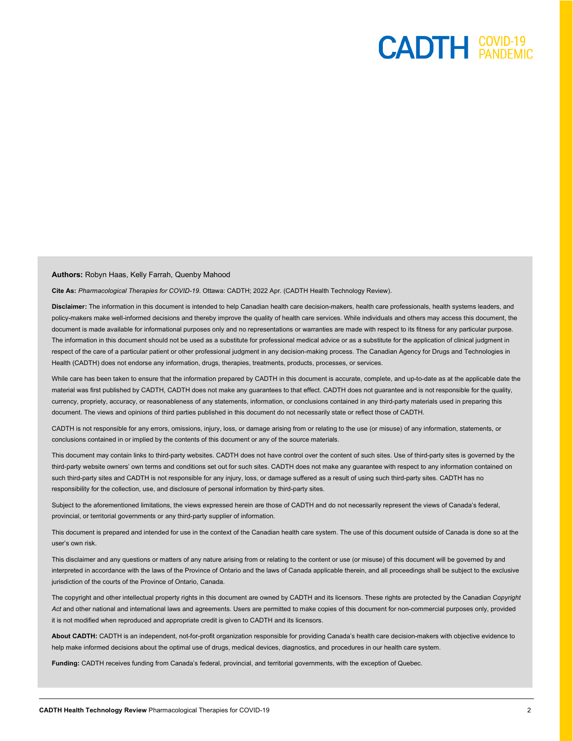**Authors:** Robyn Haas, Kelly Farrah, Quenby Mahood

**Cite As:** *Pharmacological Therapies for COVID-19*. Ottawa: CADTH; 2022 Apr. (CADTH Health Technology Review).

**Disclaimer:** The information in this document is intended to help Canadian health care decision-makers, health care professionals, health systems leaders, and policy-makers make well-informed decisions and thereby improve the quality of health care services. While individuals and others may access this document, the document is made available for informational purposes only and no representations or warranties are made with respect to its fitness for any particular purpose. The information in this document should not be used as a substitute for professional medical advice or as a substitute for the application of clinical judgment in respect of the care of a particular patient or other professional judgment in any decision-making process. The Canadian Agency for Drugs and Technologies in Health (CADTH) does not endorse any information, drugs, therapies, treatments, products, processes, or services.

While care has been taken to ensure that the information prepared by CADTH in this document is accurate, complete, and up-to-date as at the applicable date the material was first published by CADTH, CADTH does not make any guarantees to that effect. CADTH does not guarantee and is not responsible for the quality, currency, propriety, accuracy, or reasonableness of any statements, information, or conclusions contained in any third-party materials used in preparing this document. The views and opinions of third parties published in this document do not necessarily state or reflect those of CADTH.

CADTH is not responsible for any errors, omissions, injury, loss, or damage arising from or relating to the use (or misuse) of any information, statements, or conclusions contained in or implied by the contents of this document or any of the source materials.

This document may contain links to third-party websites. CADTH does not have control over the content of such sites. Use of third-party sites is governed by the third-party website owners' own terms and conditions set out for such sites. CADTH does not make any guarantee with respect to any information contained on such third-party sites and CADTH is not responsible for any injury, loss, or damage suffered as a result of using such third-party sites. CADTH has no responsibility for the collection, use, and disclosure of personal information by third-party sites.

Subject to the aforementioned limitations, the views expressed herein are those of CADTH and do not necessarily represent the views of Canada's federal, provincial, or territorial governments or any third-party supplier of information.

This document is prepared and intended for use in the context of the Canadian health care system. The use of this document outside of Canada is done so at the user's own risk.

This disclaimer and any questions or matters of any nature arising from or relating to the content or use (or misuse) of this document will be governed by and interpreted in accordance with the laws of the Province of Ontario and the laws of Canada applicable therein, and all proceedings shall be subject to the exclusive jurisdiction of the courts of the Province of Ontario, Canada.

The copyright and other intellectual property rights in this document are owned by CADTH and its licensors. These rights are protected by the Canadian *Copyright Act* and other national and international laws and agreements. Users are permitted to make copies of this document for non-commercial purposes only, provided it is not modified when reproduced and appropriate credit is given to CADTH and its licensors.

**About CADTH:** CADTH is an independent, not-for-profit organization responsible for providing Canada's health care decision-makers with objective evidence to help make informed decisions about the optimal use of drugs, medical devices, diagnostics, and procedures in our health care system.

**Funding:** CADTH receives funding from Canada's federal, provincial, and territorial governments, with the exception of Quebec.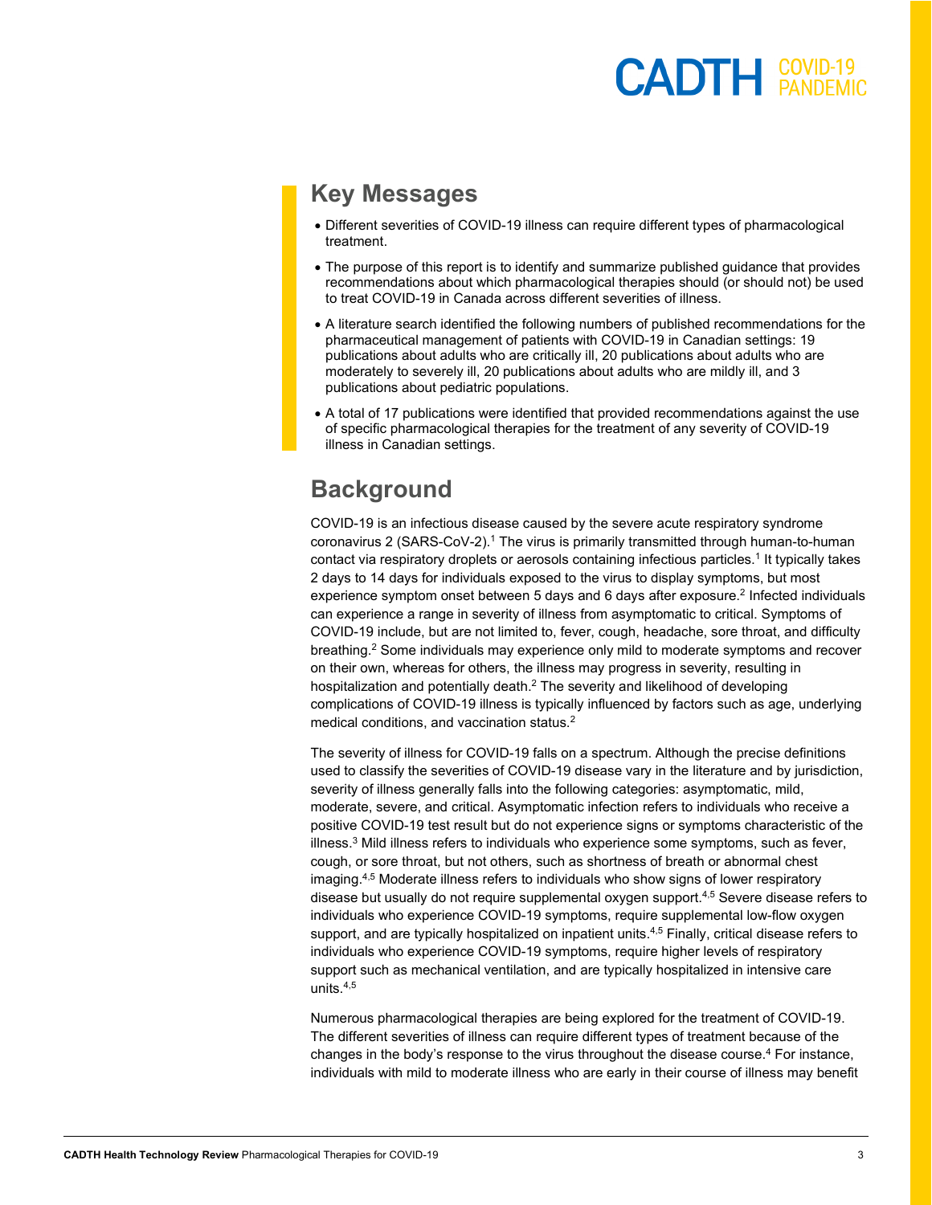## Key Messages

- Different severities of COVID-19 illness can require different types of pharmacological treatment.
- The purpose of this report is to identify and summarize published guidance that provides recommendations about which pharmacological therapies should (or should not) be used to treat COVID-19 in Canada across different severities of illness.
- A literature search identified the following numbers of published recommendations for the pharmaceutical management of patients with COVID-19 in Canadian settings: 19 publications about adults who are critically ill, 20 publications about adults who are moderately to severely ill, 20 publications about adults who are mildly ill, and 3 publications about pediatric populations.
- A total of 17 publications were identified that provided recommendations against the use of specific pharmacological therapies for the treatment of any severity of COVID-19 illness in Canadian settings.

## Background

COVID-19 is an infectious disease caused by the severe acute respiratory syndrome coronavirus 2 (SARS-CoV-2).[1] The virus is primarily transmitted through human-to-human contact via respiratory droplets or aerosols containing infectious particles.[1] It typically takes 2 days to 14 days for individuals exposed to the virus to display symptoms, but most experience symptom onset between 5 days and 6 days after exposure.[2] Infected individuals can experience a range in severity of illness from asymptomatic to critical. Symptoms of COVID-19 include, but are not limited to, fever, cough, headache, sore throat, and difficulty breathing.[2] Some individuals may experience only mild to moderate symptoms and recover on their own, whereas for others, the illness may progress in severity, resulting in hospitalization and potentially death.[2] The severity and likelihood of developing complications of COVID-19 illness is typically influenced by factors such as age, underlying medical conditions, and vaccination status.[2]

The severity of illness for COVID-19 falls on a spectrum. Although the precise definitions used to classify the severities of COVID-19 disease vary in the literature and by jurisdiction, severity of illness generally falls into the following categories: asymptomatic, mild, moderate, severe, and critical. Asymptomatic infection refers to individuals who receive a positive COVID-19 test result but do not experience signs or symptoms characteristic of the illness.[3] Mild illness refers to individuals who experience some symptoms, such as fever, cough, or sore throat, but not others, such as shortness of breath or abnormal chest imaging.[4,5] Moderate illness refers to individuals who show signs of lower respiratory disease but usually do not require supplemental oxygen support.[4,5] Severe disease refers to individuals who experience COVID-19 symptoms, require supplemental low-flow oxygen support, and are typically hospitalized on inpatient units.[4,5] Finally, critical disease refers to individuals who experience COVID-19 symptoms, require higher levels of respiratory support such as mechanical ventilation, and are typically hospitalized in intensive care units.[4,5]

Numerous pharmacological therapies are being explored for the treatment of COVID-19. The different severities of illness can require different types of treatment because of the changes in the body's response to the virus throughout the disease course.[4] For instance, individuals with mild to moderate illness who are early in their course of illness may benefit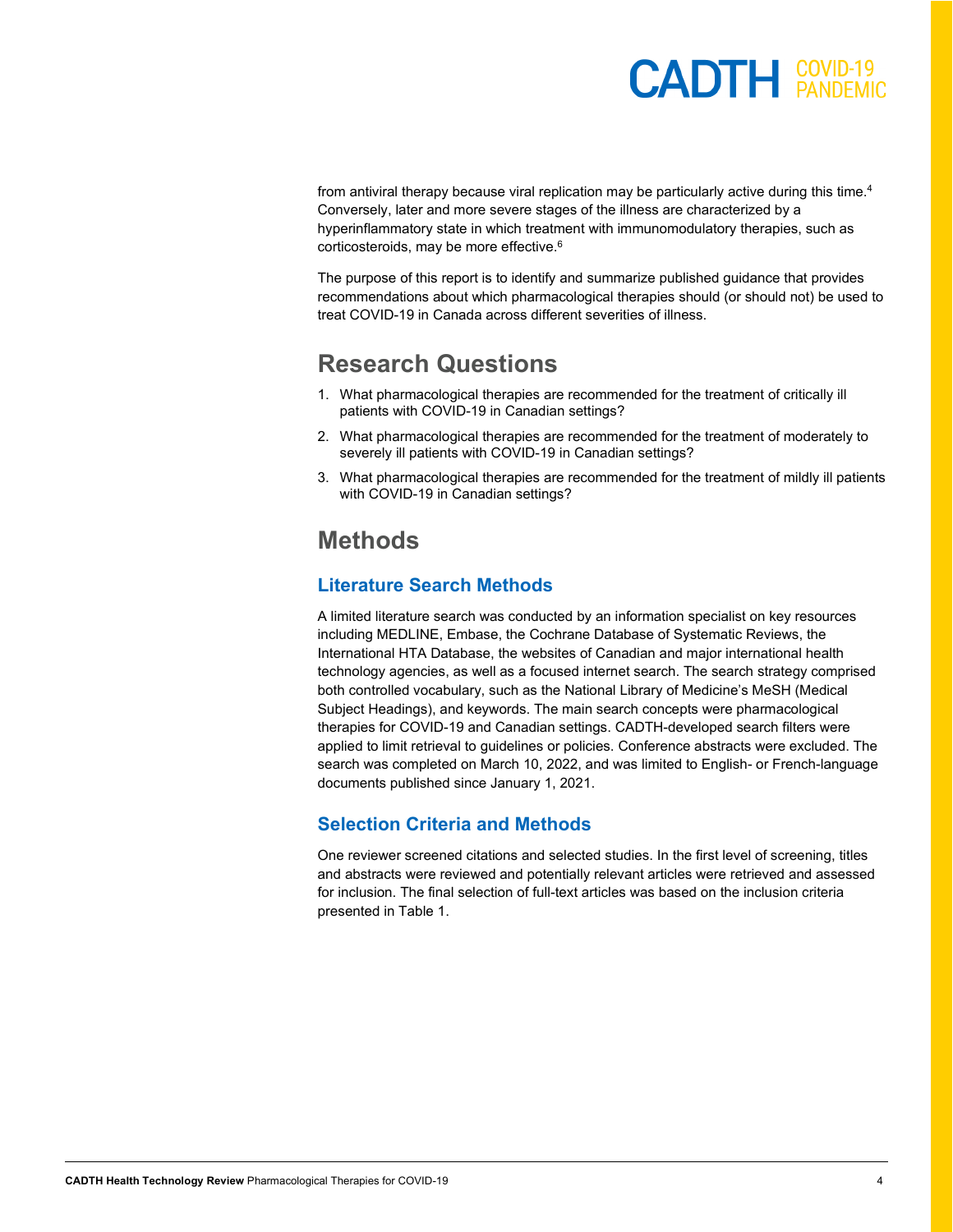from antiviral therapy because viral replication may be particularly active during this time.[4] Conversely, later and more severe stages of the illness are characterized by a hyperinflammatory state in which treatment with immunomodulatory therapies, such as corticosteroids, may be more effective.[6]

The purpose of this report is to identify and summarize published guidance that provides recommendations about which pharmacological therapies should (or should not) be used to treat COVID-19 in Canada across different severities of illness.

# Research Questions

1. What pharmacological therapies are recommended for the treatment of critically ill patients with COVID-19 in Canadian settings?
2. What pharmacological therapies are recommended for the treatment of moderately to severely ill patients with COVID-19 in Canadian settings?
3. What pharmacological therapies are recommended for the treatment of mildly ill patients with COVID-19 in Canadian settings?

# Methods

## Literature Search Methods

A limited literature search was conducted by an information specialist on key resources including MEDLINE, Embase, the Cochrane Database of Systematic Reviews, the International HTA Database, the websites of Canadian and major international health technology agencies, as well as a focused internet search. The search strategy comprised both controlled vocabulary, such as the National Library of Medicine's MeSH (Medical Subject Headings), and keywords. The main search concepts were pharmacological therapies for COVID-19 and Canadian settings. CADTH-developed search filters were applied to limit retrieval to guidelines or policies. Conference abstracts were excluded. The search was completed on March 10, 2022, and was limited to English- or French-language documents published since January 1, 2021.

## Selection Criteria and Methods

One reviewer screened citations and selected studies. In the first level of screening, titles and abstracts were reviewed and potentially relevant articles were retrieved and assessed for inclusion. The final selection of full-text articles was based on the inclusion criteria presented in Table 1.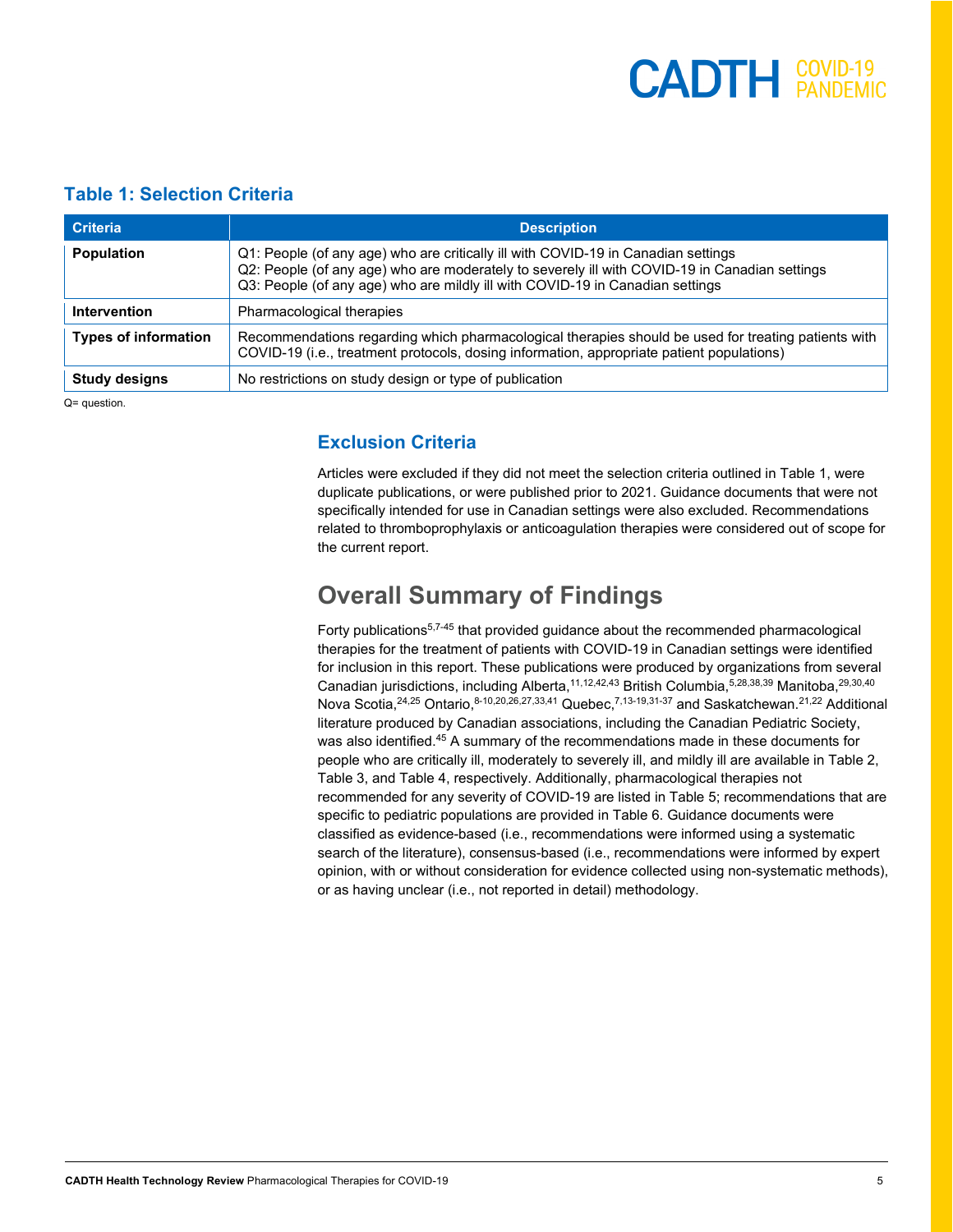### Table 1: Selection Criteria

| Criteria | Description |
|---|---|
| **Population** | Q1: People (of any age) who are critically ill with COVID-19 in Canadian settings<br>Q2: People (of any age) who are moderately to severely ill with COVID-19 in Canadian settings<br>Q3: People (of any age) who are mildly ill with COVID-19 in Canadian settings |
| **Intervention** | Pharmacological therapies |
| **Types of information** | Recommendations regarding which pharmacological therapies should be used for treating patients with COVID-19 (i.e., treatment protocols, dosing information, appropriate patient populations) |
| **Study designs** | No restrictions on study design or type of publication |

Q= question.

### Exclusion Criteria

Articles were excluded if they did not meet the selection criteria outlined in Table 1, were duplicate publications, or were published prior to 2021. Guidance documents that were not specifically intended for use in Canadian settings were also excluded. Recommendations related to thromboprophylaxis or anticoagulation therapies were considered out of scope for the current report.

## Overall Summary of Findings

Forty publications[5,7-45] that provided guidance about the recommended pharmacological therapies for the treatment of patients with COVID-19 in Canadian settings were identified for inclusion in this report. These publications were produced by organizations from several Canadian jurisdictions, including Alberta,[11,12,42,43] British Columbia,[5,28,38,39] Manitoba,[29,30,40] Nova Scotia,[24,25] Ontario,[8-10,20,26,27,33,41] Quebec,[7,13-19,31-37] and Saskatchewan.[21,22] Additional literature produced by Canadian associations, including the Canadian Pediatric Society, was also identified.[45] A summary of the recommendations made in these documents for people who are critically ill, moderately to severely ill, and mildly ill are available in Table 2, Table 3, and Table 4, respectively. Additionally, pharmacological therapies not recommended for any severity of COVID-19 are listed in Table 5; recommendations that are specific to pediatric populations are provided in Table 6. Guidance documents were classified as evidence-based (i.e., recommendations were informed using a systematic search of the literature), consensus-based (i.e., recommendations were informed by expert opinion, with or without consideration for evidence collected using non-systematic methods), or as having unclear (i.e., not reported in detail) methodology.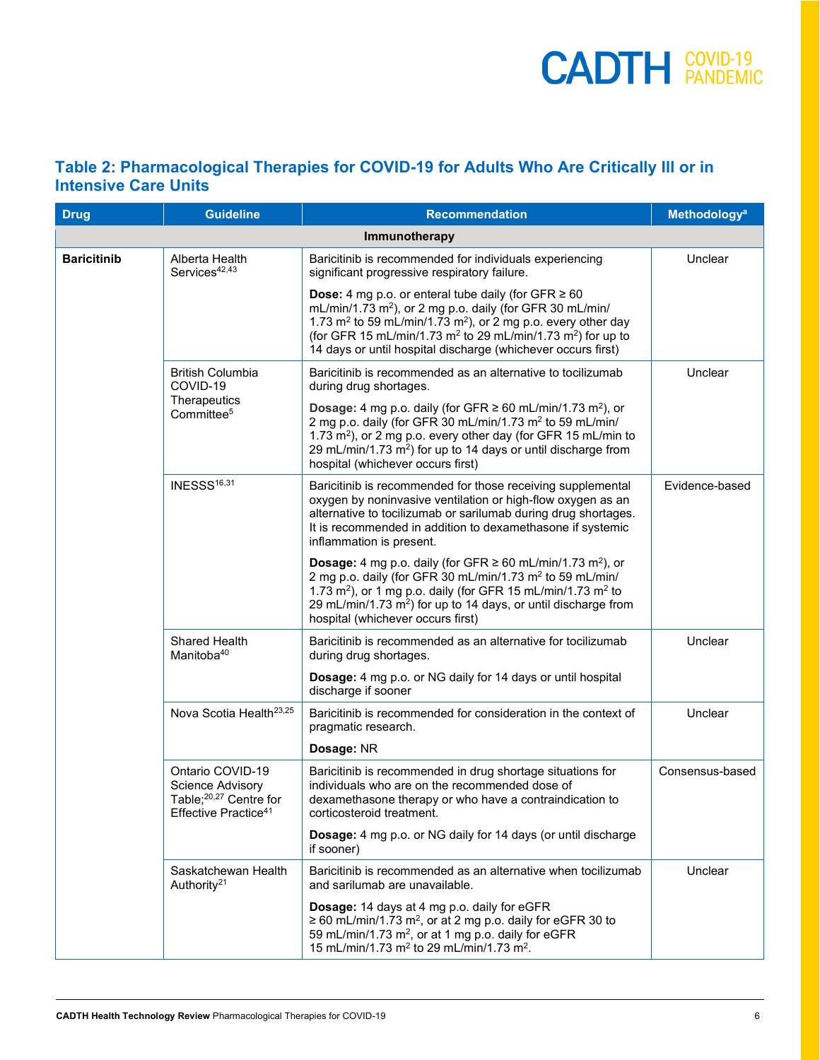## Table 2: Pharmacological Therapies for COVID-19 for Adults Who Are Critically Ill or in Intensive Care Units

| Drug | Guideline | Recommendation | Methodology[a] |
|---|---|---|---|
| **Immunotherapy** | | | |
| **Baricitinib** | Alberta Health Services[42,43] | Baricitinib is recommended for individuals experiencing significant progressive respiratory failure. <br><br> **Dose:** 4 mg p.o. or enteral tube daily (for GFR ≥ 60 mL/min/1.73 $m^2$), or 2 mg p.o. daily (for GFR 30 mL/min/1.73 $m^2$ to 59 mL/min/1.73 $m^2$), or 2 mg p.o. every other day (for GFR 15 mL/min/1.73 $m^2$ to 29 mL/min/1.73 $m^2$) for up to 14 days or until hospital discharge (whichever occurs first) | Unclear |
| | British Columbia COVID-19 Therapeutics Committee[5] | Baricitinib is recommended as an alternative to tocilizumab during drug shortages. <br><br> **Dosage:** 4 mg p.o. daily (for GFR ≥ 60 mL/min/1.73 $m^2$), or 2 mg p.o. daily (for GFR 30 mL/min/1.73 $m^2$ to 59 mL/min/1.73 $m^2$), or 2 mg p.o. every other day (for GFR 15 mL/min to 29 mL/min/1.73 $m^2$) for up to 14 days or until discharge from hospital (whichever occurs first) | Unclear |
| | INESSS[16,31] | Baricitinib is recommended for those receiving supplemental oxygen by noninvasive ventilation or high-flow oxygen as an alternative to tocilizumab or sarilumab during drug shortages. It is recommended in addition to dexamethasone if systemic inflammation is present. <br><br> **Dosage:** 4 mg p.o. daily (for GFR ≥ 60 mL/min/1.73 $m^2$), or 2 mg p.o. daily (for GFR 30 mL/min/1.73 $m^2$ to 59 mL/min/1.73 $m^2$), or 1 mg p.o. daily (for GFR 15 mL/min/1.73 $m^2$ to 29 mL/min/1.73 $m^2$) for up to 14 days, or until discharge from hospital (whichever occurs first) | Evidence-based |
| | Shared Health Manitoba[40] | Baricitinib is recommended as an alternative for tocilizumab during drug shortages. <br><br> **Dosage:** 4 mg p.o. or NG daily for 14 days or until hospital discharge if sooner | Unclear |
| | Nova Scotia Health[23,25] | Baricitinib is recommended for consideration in the context of pragmatic research. <br><br> **Dosage:** NR | Unclear |
| | Ontario COVID-19 Science Advisory Table;[20,27] Centre for Effective Practice[41] | Baricitinib is recommended in drug shortage situations for individuals who are on the recommended dose of dexamethasone therapy or who have a contraindication to corticosteroid treatment. <br><br> **Dosage:** 4 mg p.o. or NG daily for 14 days (or until discharge if sooner) | Consensus-based |
| | Saskatchewan Health Authority[21] | Baricitinib is recommended as an alternative when tocilizumab and sarilumab are unavailable. <br><br> **Dosage:** 14 days at 4 mg p.o. daily for eGFR ≥ 60 mL/min/1.73 $m^2$, or at 2 mg p.o. daily for eGFR 30 to 59 mL/min/1.73 $m^2$, or at 1 mg p.o. daily for eGFR 15 mL/min/1.73 $m^2$ to 29 mL/min/1.73 $m^2$. | Unclear |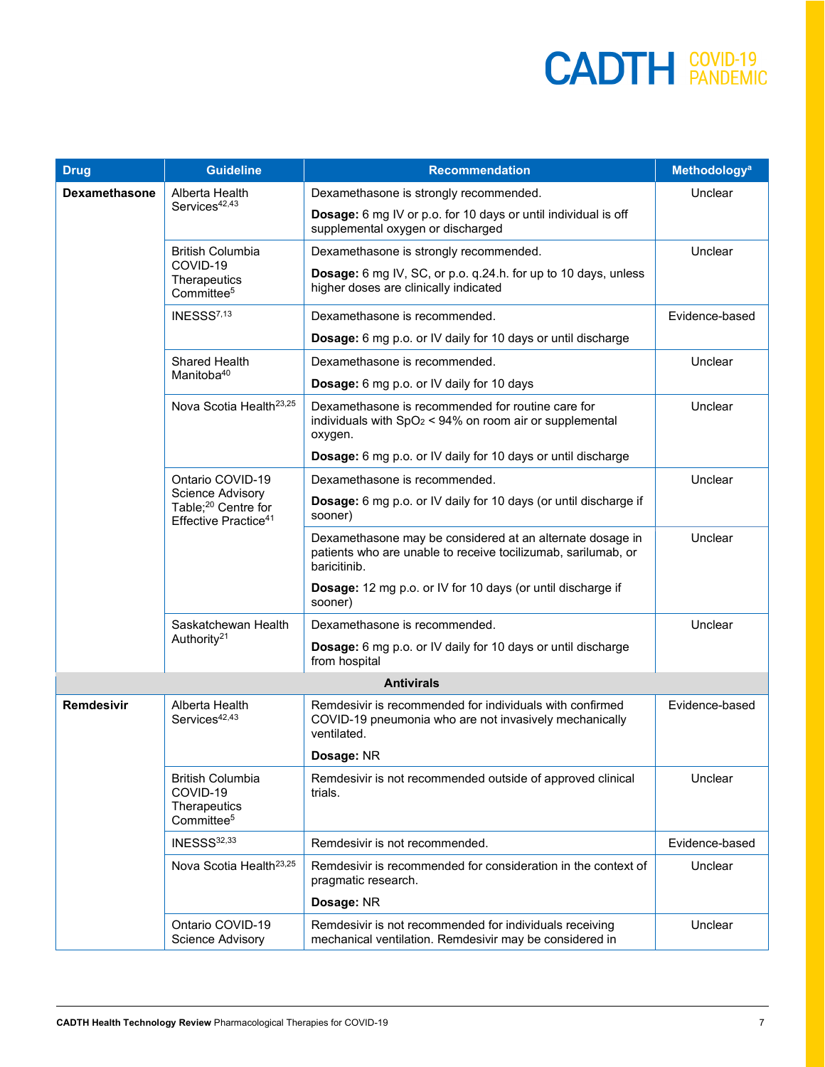| Drug | Guideline | Recommendation | Methodology[a] |
|---|---|---|---|
| **Dexamethasone** | Alberta Health Services[42,43] | Dexamethasone is strongly recommended.<br><br>**Dosage:** 6 mg IV or p.o. for 10 days or until individual is off supplemental oxygen or discharged | Unclear |
| | British Columbia COVID-19 Therapeutics Committee[5] | Dexamethasone is strongly recommended.<br><br>**Dosage:** 6 mg IV, SC, or p.o. q.24.h. for up to 10 days, unless higher doses are clinically indicated | Unclear |
| | INESSS[7,13] | Dexamethasone is recommended.<br><br>**Dosage:** 6 mg p.o. or IV daily for 10 days or until discharge | Evidence-based |
| | Shared Health Manitoba[40] | Dexamethasone is recommended.<br><br>**Dosage:** 6 mg p.o. or IV daily for 10 days | Unclear |
| | Nova Scotia Health[23,25] | Dexamethasone is recommended for routine care for individuals with $SpO_2$ < 94% on room air or supplemental oxygen.<br><br>**Dosage:** 6 mg p.o. or IV daily for 10 days or until discharge | Unclear |
| | Ontario COVID-19 Science Advisory Table;[20] Centre for Effective Practice[41] | Dexamethasone is recommended.<br><br>**Dosage:** 6 mg p.o. or IV daily for 10 days (or until discharge if sooner) | Unclear |
| | | Dexamethasone may be considered at an alternate dosage in patients who are unable to receive tocilizumab, sarilumab, or baricitinib.<br><br>**Dosage:** 12 mg p.o. or IV for 10 days (or until discharge if sooner) | Unclear |
| | Saskatchewan Health Authority[21] | Dexamethasone is recommended.<br><br>**Dosage:** 6 mg p.o. or IV daily for 10 days or until discharge from hospital | Unclear |
| | | **Antivirals** | |
| **Remdesivir** | Alberta Health Services[42,43] | Remdesivir is recommended for individuals with confirmed COVID-19 pneumonia who are not invasively mechanically ventilated.<br><br>**Dosage:** NR | Evidence-based |
| | British Columbia COVID-19 Therapeutics Committee[5] | Remdesivir is not recommended outside of approved clinical trials. | Unclear |
| | INESSS[32,33] | Remdesivir is not recommended. | Evidence-based |
| | Nova Scotia Health[23,25] | Remdesivir is recommended for consideration in the context of pragmatic research.<br><br>**Dosage:** NR | Unclear |
| | Ontario COVID-19 Science Advisory | Remdesivir is not recommended for individuals receiving mechanical ventilation. Remdesivir may be considered in | Unclear |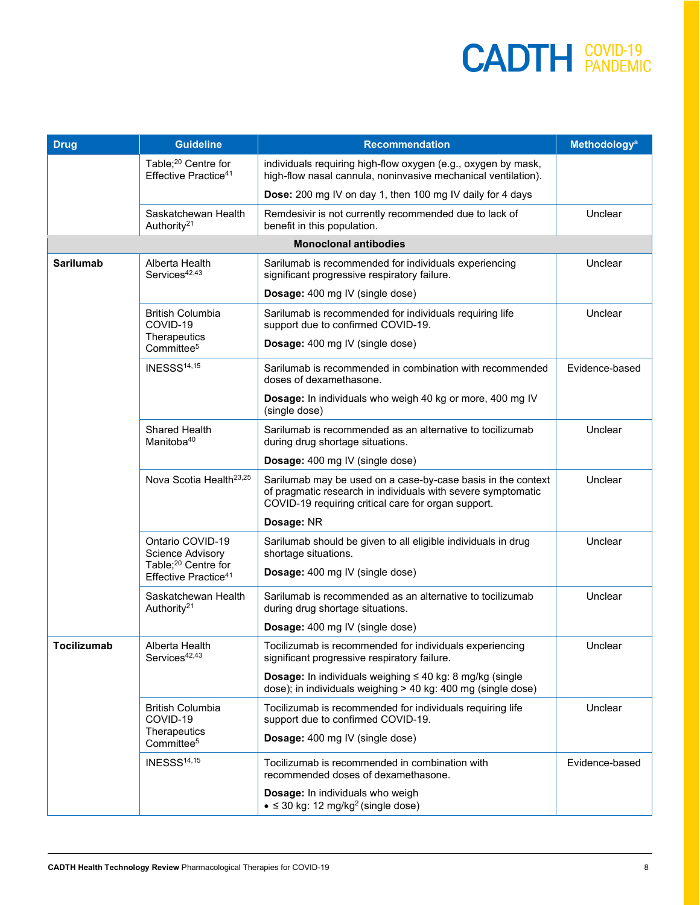| Drug | Guideline | Recommendation | Methodology[a] |
|---|---|---|---|
| | Table;[20] Centre for Effective Practice[41] | individuals requiring high-flow oxygen (e.g., oxygen by mask, high-flow nasal cannula, noninvasive mechanical ventilation).<br><br>**Dose:** 200 mg IV on day 1, then 100 mg IV daily for 4 days | |
| | Saskatchewan Health Authority[21] | Remdesivir is not currently recommended due to lack of benefit in this population. | Unclear |
| **Monoclonal antibodies** | | | |
| **Sarilumab** | Alberta Health Services[42,43] | Sarilumab is recommended for individuals experiencing significant progressive respiratory failure.<br><br>**Dosage:** 400 mg IV (single dose) | Unclear |
| | British Columbia COVID-19 Therapeutics Committee[5] | Sarilumab is recommended for individuals requiring life support due to confirmed COVID-19.<br><br>**Dosage:** 400 mg IV (single dose) | Unclear |
| | INESSS[14,15] | Sarilumab is recommended in combination with recommended doses of dexamethasone.<br><br>**Dosage:** In individuals who weigh 40 kg or more, 400 mg IV (single dose) | Evidence-based |
| | Shared Health Manitoba[40] | Sarilumab is recommended as an alternative to tocilizumab during drug shortage situations.<br><br>**Dosage:** 400 mg IV (single dose) | Unclear |
| | Nova Scotia Health[23,25] | Sarilumab may be used on a case-by-case basis in the context of pragmatic research in individuals with severe symptomatic COVID-19 requiring critical care for organ support.<br><br>**Dosage:** NR | Unclear |
| | Ontario COVID-19 Science Advisory Table;[20] Centre for Effective Practice[41] | Sarilumab should be given to all eligible individuals in drug shortage situations.<br><br>**Dosage:** 400 mg IV (single dose) | Unclear |
| | Saskatchewan Health Authority[21] | Sarilumab is recommended as an alternative to tocilizumab during drug shortage situations.<br><br>**Dosage:** 400 mg IV (single dose) | Unclear |
| **Tocilizumab** | Alberta Health Services[42,43] | Tocilizumab is recommended for individuals experiencing significant progressive respiratory failure.<br><br>**Dosage:** In individuals weighing ≤ 40 kg: 8 mg/kg (single dose); in individuals weighing > 40 kg: 400 mg (single dose) | Unclear |
| | British Columbia COVID-19 Therapeutics Committee[5] | Tocilizumab is recommended for individuals requiring life support due to confirmed COVID-19.<br><br>**Dosage:** 400 mg IV (single dose) | Unclear |
| | INESSS[14,15] | Tocilizumab is recommended in combination with recommended doses of dexamethasone.<br><br>**Dosage:** In individuals who weigh<br>• ≤ 30 kg: 12 mg/kg[2] (single dose) | Evidence-based |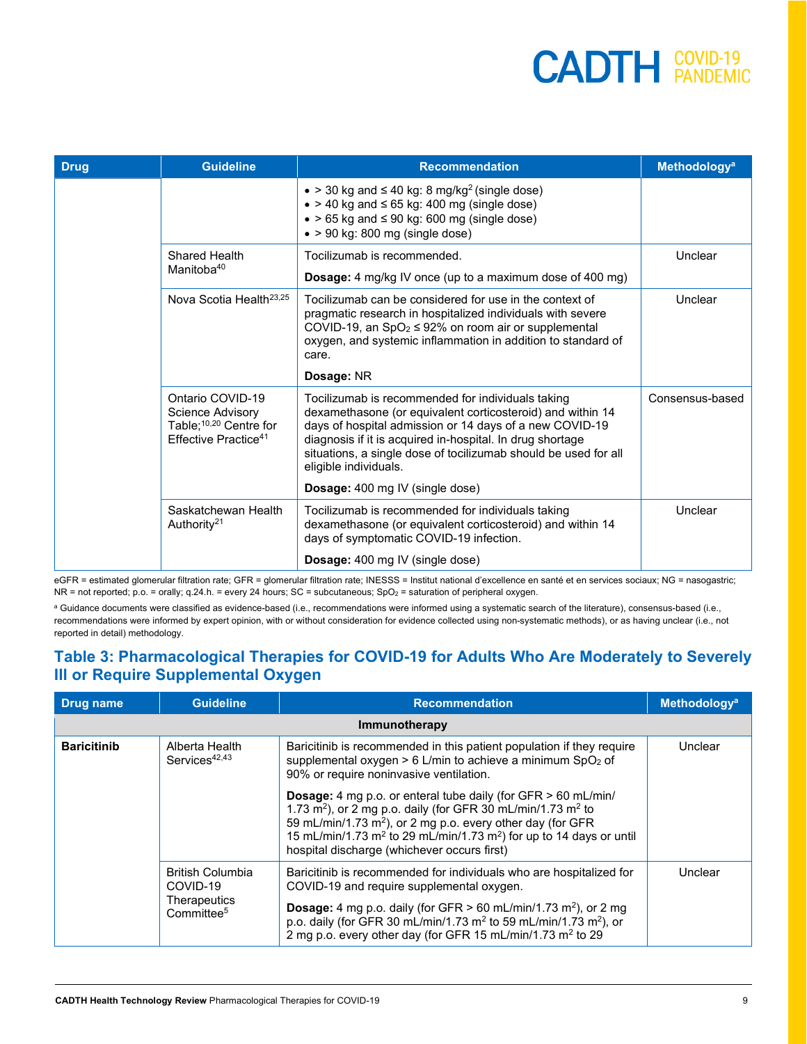| Drug | Guideline | Recommendation | Methodology[a] |
|---|---|---|---|
| | | • > 30 kg and ≤ 40 kg: 8 mg/kg[2] (single dose)<br>• > 40 kg and ≤ 65 kg: 400 mg (single dose)<br>• > 65 kg and ≤ 90 kg: 600 mg (single dose)<br>• > 90 kg: 800 mg (single dose) | |
| | Shared Health Manitoba[40] | Tocilizumab is recommended.<br><br>**Dosage:** 4 mg/kg IV once (up to a maximum dose of 400 mg) | Unclear |
| | Nova Scotia Health[23,25] | Tocilizumab can be considered for use in the context of pragmatic research in hospitalized individuals with severe COVID-19, an $SpO_2$ ≤ 92% on room air or supplemental oxygen, and systemic inflammation in addition to standard of care.<br><br>**Dosage:** NR | Unclear |
| | Ontario COVID-19 Science Advisory Table;[10,20] Centre for Effective Practice[41] | Tocilizumab is recommended for individuals taking dexamethasone (or equivalent corticosteroid) and within 14 days of hospital admission or 14 days of a new COVID-19 diagnosis if it is acquired in-hospital. In drug shortage situations, a single dose of tocilizumab should be used for all eligible individuals.<br><br>**Dosage:** 400 mg IV (single dose) | Consensus-based |
| | Saskatchewan Health Authority[21] | Tocilizumab is recommended for individuals taking dexamethasone (or equivalent corticosteroid) and within 14 days of symptomatic COVID-19 infection.<br><br>**Dosage:** 400 mg IV (single dose) | Unclear |

eGFR = estimated glomerular filtration rate; GFR = glomerular filtration rate; INESSS = Institut national d'excellence en santé et en services sociaux; NG = nasogastric; NR = not reported; p.o. = orally; q.24.h. = every 24 hours; SC = subcutaneous; $SpO_2$ = saturation of peripheral oxygen.

[a] Guidance documents were classified as evidence-based (i.e., recommendations were informed using a systematic search of the literature), consensus-based (i.e., recommendations were informed by expert opinion, with or without consideration for evidence collected using non-systematic methods), or as having unclear (i.e., not reported in detail) methodology.

## Table 3: Pharmacological Therapies for COVID-19 for Adults Who Are Moderately to Severely Ill or Require Supplemental Oxygen

| Drug name | Guideline | Recommendation | Methodology[a] |
|---|---|---|---|
| | | **Immunotherapy** | |
| **Baricitinib** | Alberta Health Services[42,43] | Baricitinib is recommended in this patient population if they require supplemental oxygen > 6 L/min to achieve a minimum $SpO_2$ of 90% or require noninvasive ventilation.<br><br>**Dosage:** 4 mg p.o. or enteral tube daily (for GFR > 60 mL/min/1.73 $m^2$), or 2 mg p.o. daily (for GFR 30 mL/min/1.73 $m^2$ to 59 mL/min/1.73 $m^2$), or 2 mg p.o. every other day (for GFR 15 mL/min/1.73 $m^2$ to 29 mL/min/1.73 $m^2$) for up to 14 days or until hospital discharge (whichever occurs first) | Unclear |
| | British Columbia COVID-19 Therapeutics Committee[5] | Baricitinib is recommended for individuals who are hospitalized for COVID-19 and require supplemental oxygen.<br><br>**Dosage:** 4 mg p.o. daily (for GFR > 60 mL/min/1.73 $m^2$), or 2 mg p.o. daily (for GFR 30 mL/min/1.73 $m^2$ to 59 mL/min/1.73 $m^2$), or 2 mg p.o. every other day (for GFR 15 mL/min/1.73 $m^2$ to 29 | Unclear |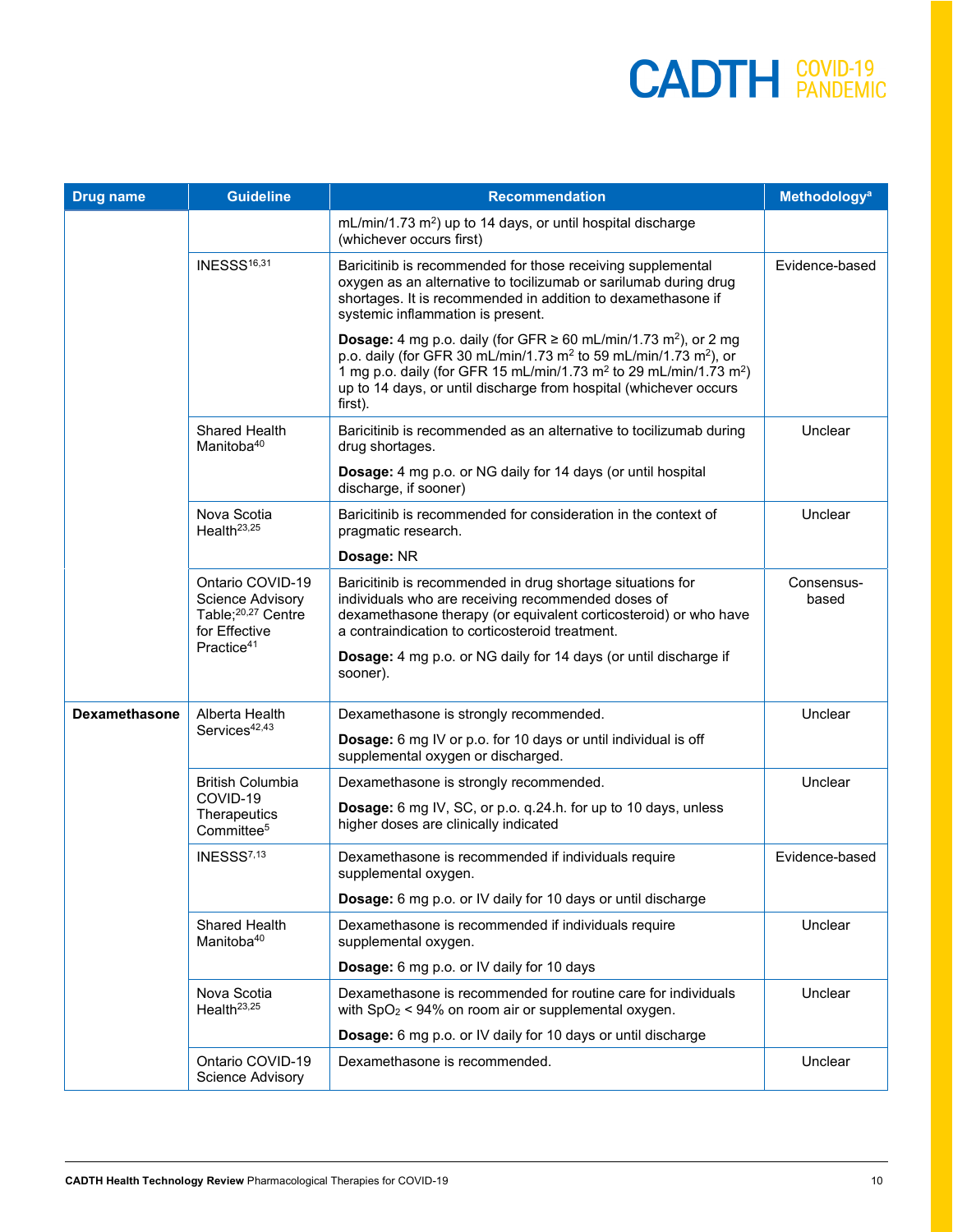| Drug name | Guideline | Recommendation | Methodology[a] |
|---|---|---|---|
| | | mL/min/1.73 $m^2$) up to 14 days, or until hospital discharge (whichever occurs first) | |
| | INESSS[16,31] | Baricitinib is recommended for those receiving supplemental oxygen as an alternative to tocilizumab or sarilumab during drug shortages. It is recommended in addition to dexamethasone if systemic inflammation is present. **Dosage:** 4 mg p.o. daily (for GFR ≥ 60 mL/min/1.73 $m^2$), or 2 mg p.o. daily (for GFR 30 mL/min/1.73 $m^2$ to 59 mL/min/1.73 $m^2$), or 1 mg p.o. daily (for GFR 15 mL/min/1.73 $m^2$ to 29 mL/min/1.73 $m^2$) up to 14 days, or until discharge from hospital (whichever occurs first). | Evidence-based |
| | Shared Health Manitoba[40] | Baricitinib is recommended as an alternative to tocilizumab during drug shortages. **Dosage:** 4 mg p.o. or NG daily for 14 days (or until hospital discharge, if sooner) | Unclear |
| | Nova Scotia Health[23,25] | Baricitinib is recommended for consideration in the context of pragmatic research. **Dosage:** NR | Unclear |
| | Ontario COVID-19 Science Advisory Table;[20,27] Centre for Effective Practice[41] | Baricitinib is recommended in drug shortage situations for individuals who are receiving recommended doses of dexamethasone therapy (or equivalent corticosteroid) or who have a contraindication to corticosteroid treatment. **Dosage:** 4 mg p.o. or NG daily for 14 days (or until discharge if sooner). | Consensus-based |
| **Dexamethasone** | Alberta Health Services[42,43] | Dexamethasone is strongly recommended. **Dosage:** 6 mg IV or p.o. for 10 days or until individual is off supplemental oxygen or discharged. | Unclear |
| | British Columbia COVID-19 Therapeutics Committee[5] | Dexamethasone is strongly recommended. **Dosage:** 6 mg IV, SC, or p.o. q.24.h. for up to 10 days, unless higher doses are clinically indicated | Unclear |
| | INESSS[7,13] | Dexamethasone is recommended if individuals require supplemental oxygen. **Dosage:** 6 mg p.o. or IV daily for 10 days or until discharge | Evidence-based |
| | Shared Health Manitoba[40] | Dexamethasone is recommended if individuals require supplemental oxygen. **Dosage:** 6 mg p.o. or IV daily for 10 days | Unclear |
| | Nova Scotia Health[23,25] | Dexamethasone is recommended for routine care for individuals with $SpO_2$ < 94% on room air or supplemental oxygen. **Dosage:** 6 mg p.o. or IV daily for 10 days or until discharge | Unclear |
| | Ontario COVID-19 Science Advisory | Dexamethasone is recommended. | Unclear |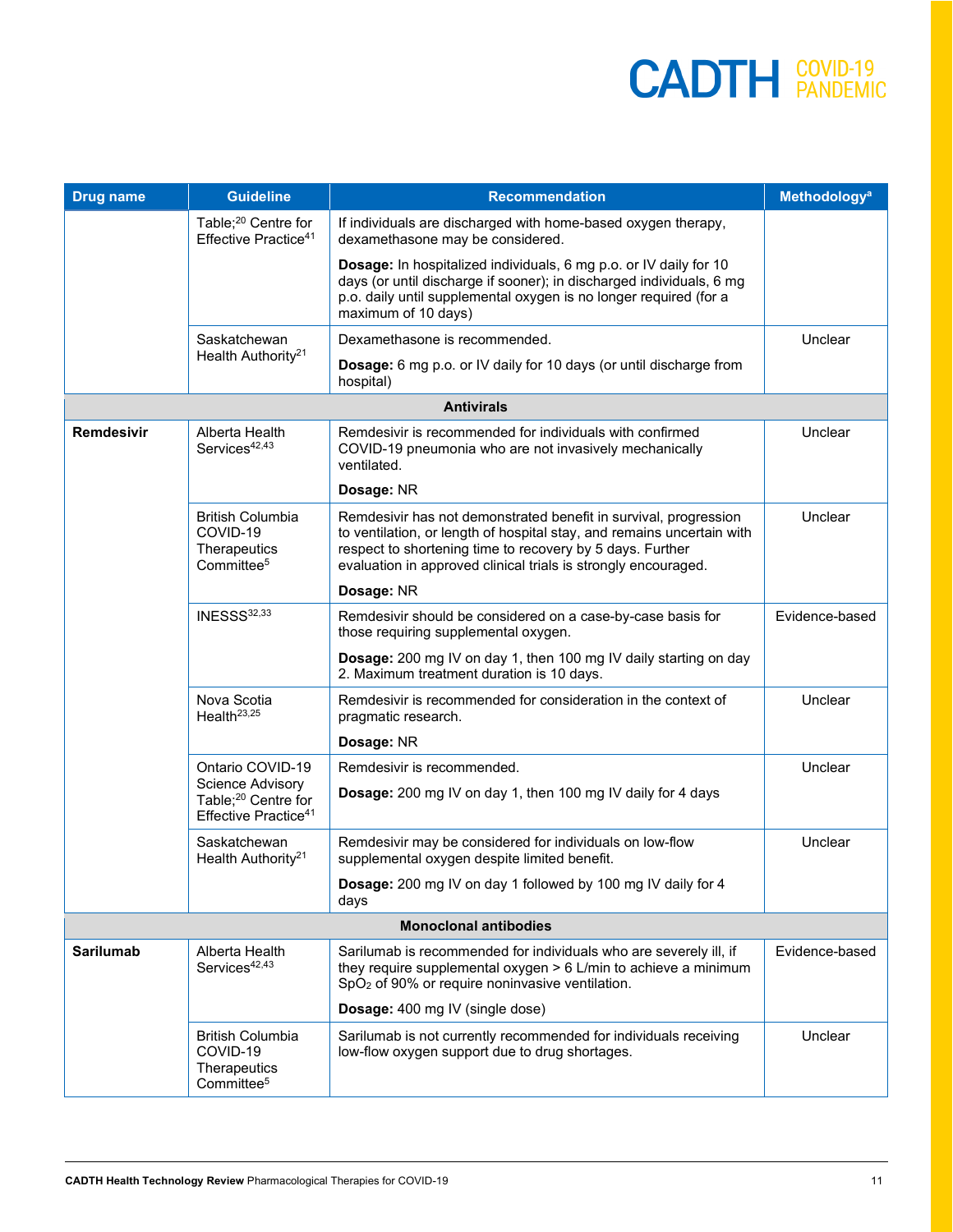| Drug name | Guideline | Recommendation | Methodology[a] |
|---|---|---|---|
| | Table;[20] Centre for Effective Practice[41] | If individuals are discharged with home-based oxygen therapy, dexamethasone may be considered.<br><br>**Dosage:** In hospitalized individuals, 6 mg p.o. or IV daily for 10 days (or until discharge if sooner); in discharged individuals, 6 mg p.o. daily until supplemental oxygen is no longer required (for a maximum of 10 days) | |
| | Saskatchewan Health Authority[21] | Dexamethasone is recommended.<br><br>**Dosage:** 6 mg p.o. or IV daily for 10 days (or until discharge from hospital) | Unclear |
| | | **Antivirals** | |
| **Remdesivir** | Alberta Health Services[42,43] | Remdesivir is recommended for individuals with confirmed COVID-19 pneumonia who are not invasively mechanically ventilated.<br><br>**Dosage:** NR | Unclear |
| | British Columbia COVID-19 Therapeutics Committee[5] | Remdesivir has not demonstrated benefit in survival, progression to ventilation, or length of hospital stay, and remains uncertain with respect to shortening time to recovery by 5 days. Further evaluation in approved clinical trials is strongly encouraged.<br><br>**Dosage:** NR | Unclear |
| | INESSS[32,33] | Remdesivir should be considered on a case-by-case basis for those requiring supplemental oxygen.<br><br>**Dosage:** 200 mg IV on day 1, then 100 mg IV daily starting on day 2. Maximum treatment duration is 10 days. | Evidence-based |
| | Nova Scotia Health[23,25] | Remdesivir is recommended for consideration in the context of pragmatic research.<br><br>**Dosage:** NR | Unclear |
| | Ontario COVID-19 Science Advisory Table;[20] Centre for Effective Practice[41] | Remdesivir is recommended.<br><br>**Dosage:** 200 mg IV on day 1, then 100 mg IV daily for 4 days | Unclear |
| | Saskatchewan Health Authority[21] | Remdesivir may be considered for individuals on low-flow supplemental oxygen despite limited benefit.<br><br>**Dosage:** 200 mg IV on day 1 followed by 100 mg IV daily for 4 days | Unclear |
| | | **Monoclonal antibodies** | |
| **Sarilumab** | Alberta Health Services[42,43] | Sarilumab is recommended for individuals who are severely ill, if they require supplemental oxygen > 6 L/min to achieve a minimum $SpO_2$ of 90% or require noninvasive ventilation.<br><br>**Dosage:** 400 mg IV (single dose) | Evidence-based |
| | British Columbia COVID-19 Therapeutics Committee[5] | Sarilumab is not currently recommended for individuals receiving low-flow oxygen support due to drug shortages. | Unclear |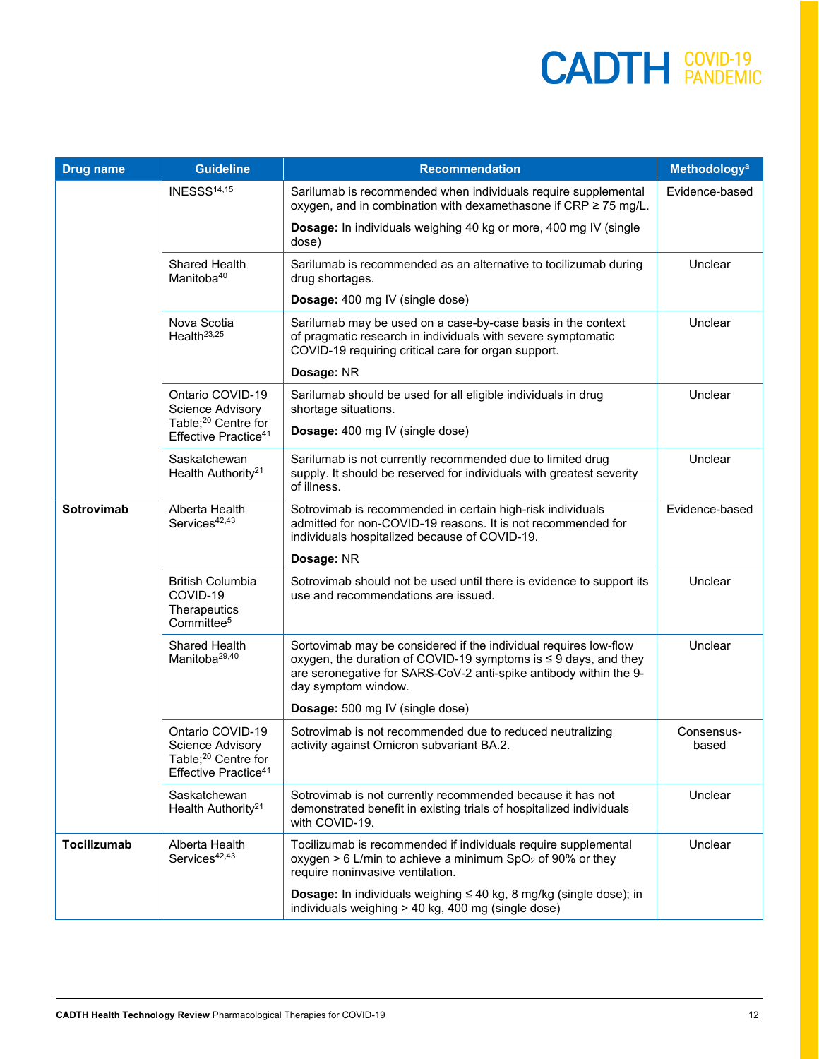| Drug name | Guideline | Recommendation | Methodology[a] |
|---|---|---|---|
| | INESSS[14,15] | Sarilumab is recommended when individuals require supplemental oxygen, and in combination with dexamethasone if CRP ≥ 75 mg/L.<br><br>**Dosage:** In individuals weighing 40 kg or more, 400 mg IV (single dose) | Evidence-based |
| | Shared Health Manitoba[40] | Sarilumab is recommended as an alternative to tocilizumab during drug shortages.<br><br>**Dosage:** 400 mg IV (single dose) | Unclear |
| | Nova Scotia Health[23,25] | Sarilumab may be used on a case-by-case basis in the context of pragmatic research in individuals with severe symptomatic COVID-19 requiring critical care for organ support.<br><br>**Dosage:** NR | Unclear |
| | Ontario COVID-19 Science Advisory Table;[20] Centre for Effective Practice[41] | Sarilumab should be used for all eligible individuals in drug shortage situations.<br><br>**Dosage:** 400 mg IV (single dose) | Unclear |
| | Saskatchewan Health Authority[21] | Sarilumab is not currently recommended due to limited drug supply. It should be reserved for individuals with greatest severity of illness. | Unclear |
| **Sotrovimab** | Alberta Health Services[42,43] | Sotrovimab is recommended in certain high-risk individuals admitted for non-COVID-19 reasons. It is not recommended for individuals hospitalized because of COVID-19.<br><br>**Dosage:** NR | Evidence-based |
| | British Columbia COVID-19 Therapeutics Committee[5] | Sotrovimab should not be used until there is evidence to support its use and recommendations are issued. | Unclear |
| | Shared Health Manitoba[29,40] | Sortovimab may be considered if the individual requires low-flow oxygen, the duration of COVID-19 symptoms is ≤ 9 days, and they are seronegative for SARS-CoV-2 anti-spike antibody within the 9-day symptom window.<br><br>**Dosage:** 500 mg IV (single dose) | Unclear |
| | Ontario COVID-19 Science Advisory Table;[20] Centre for Effective Practice[41] | Sotrovimab is not recommended due to reduced neutralizing activity against Omicron subvariant BA.2. | Consensus-based |
| | Saskatchewan Health Authority[21] | Sotrovimab is not currently recommended because it has not demonstrated benefit in existing trials of hospitalized individuals with COVID-19. | Unclear |
| **Tocilizumab** | Alberta Health Services[42,43] | Tocilizumab is recommended if individuals require supplemental oxygen > 6 L/min to achieve a minimum $SpO_2$ of 90% or they require noninvasive ventilation.<br><br>**Dosage:** In individuals weighing ≤ 40 kg, 8 mg/kg (single dose); in individuals weighing > 40 kg, 400 mg (single dose) | Unclear |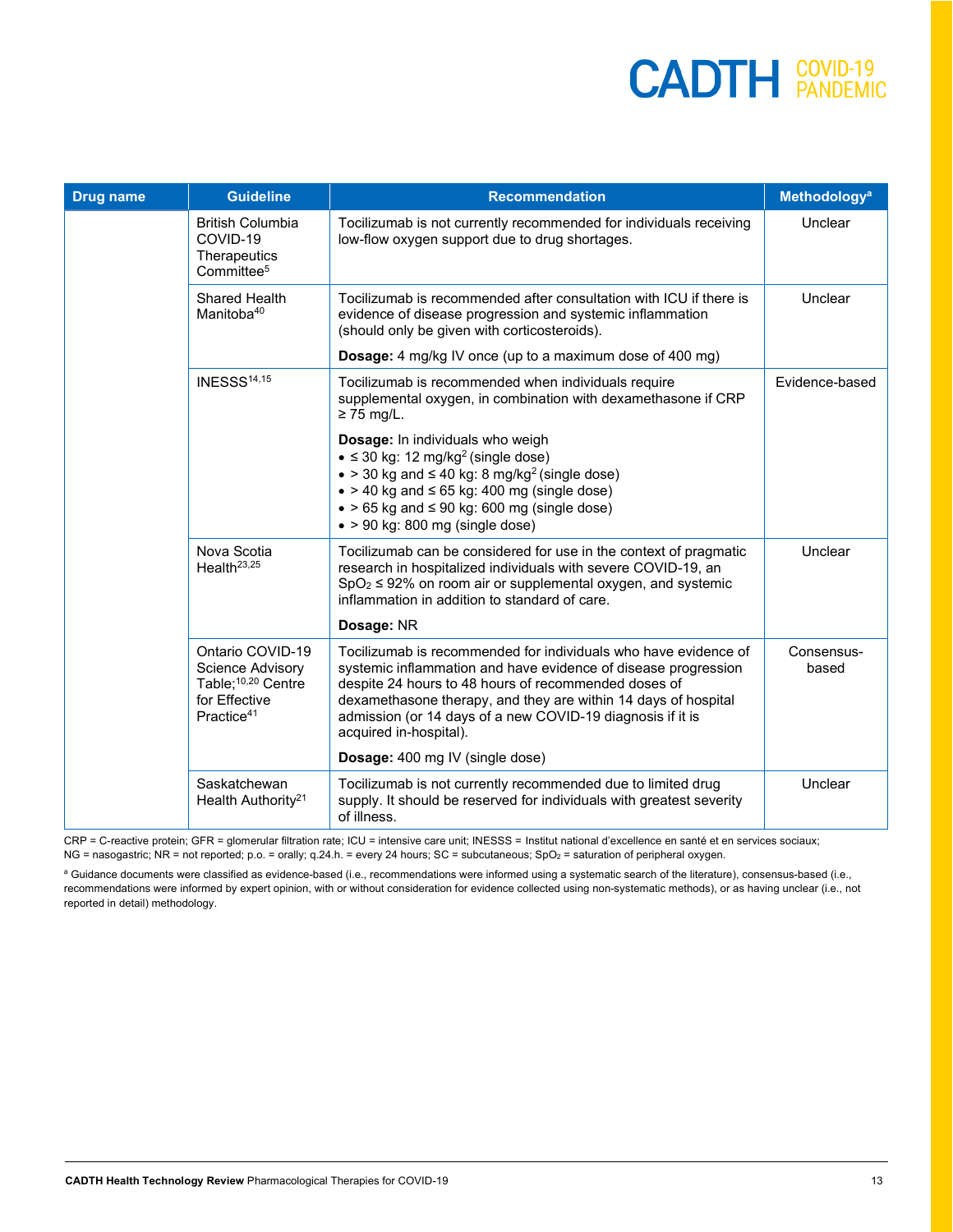| Drug name | Guideline | Recommendation | Methodology[a] |
|---|---|---|---|
| | British Columbia COVID-19 Therapeutics Committee[5] | Tocilizumab is not currently recommended for individuals receiving low-flow oxygen support due to drug shortages. | Unclear |
| | Shared Health Manitoba[40] | Tocilizumab is recommended after consultation with ICU if there is evidence of disease progression and systemic inflammation (should only be given with corticosteroids).<br><br>**Dosage:** 4 mg/kg IV once (up to a maximum dose of 400 mg) | Unclear |
| | INESSS[14,15] | Tocilizumab is recommended when individuals require supplemental oxygen, in combination with dexamethasone if CRP ≥ 75 mg/L.<br><br>**Dosage:** In individuals who weigh<br>• ≤ 30 kg: 12 mg/kg[2] (single dose)<br>• > 30 kg and ≤ 40 kg: 8 mg/kg[2] (single dose)<br>• > 40 kg and ≤ 65 kg: 400 mg (single dose)<br>• > 65 kg and ≤ 90 kg: 600 mg (single dose)<br>• > 90 kg: 800 mg (single dose) | Evidence-based |
| | Nova Scotia Health[23,25] | Tocilizumab can be considered for use in the context of pragmatic research in hospitalized individuals with severe COVID-19, an $SpO_2$ ≤ 92% on room air or supplemental oxygen, and systemic inflammation in addition to standard of care.<br><br>**Dosage:** NR | Unclear |
| | Ontario COVID-19 Science Advisory Table;[10,20] Centre for Effective Practice[41] | Tocilizumab is recommended for individuals who have evidence of systemic inflammation and have evidence of disease progression despite 24 hours to 48 hours of recommended doses of dexamethasone therapy, and they are within 14 days of hospital admission (or 14 days of a new COVID-19 diagnosis if it is acquired in-hospital).<br><br>**Dosage:** 400 mg IV (single dose) | Consensus-based |
| | Saskatchewan Health Authority[21] | Tocilizumab is not currently recommended due to limited drug supply. It should be reserved for individuals with greatest severity of illness. | Unclear |

CRP = C-reactive protein; GFR = glomerular filtration rate; ICU = intensive care unit; INESSS = Institut national d'excellence en santé et en services sociaux; NG = nasogastric; NR = not reported; p.o. = orally; q.24.h. = every 24 hours; SC = subcutaneous; $SpO_2$ = saturation of peripheral oxygen.

[a] Guidance documents were classified as evidence-based (i.e., recommendations were informed using a systematic search of the literature), consensus-based (i.e., recommendations were informed by expert opinion, with or without consideration for evidence collected using non-systematic methods), or as having unclear (i.e., not reported in detail) methodology.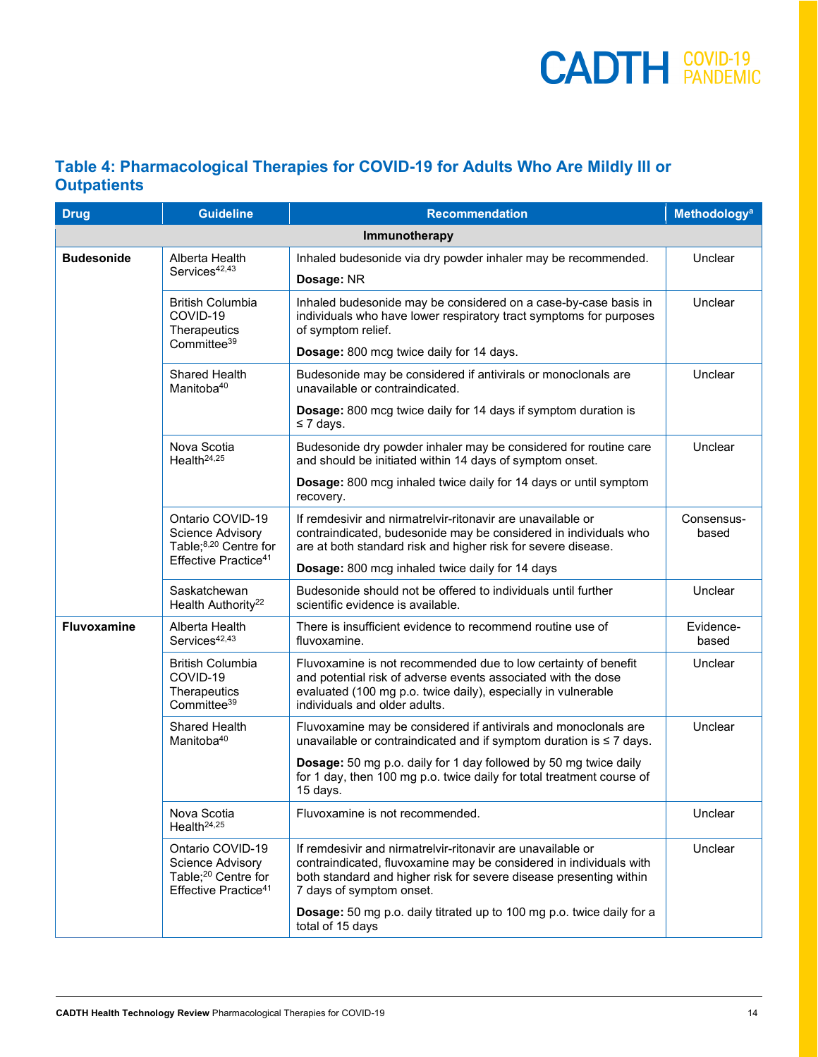## Table 4: Pharmacological Therapies for COVID-19 for Adults Who Are Mildly Ill or Outpatients

| Drug | Guideline | Recommendation | Methodology[a] |
|---|---|---|---|
| **Immunotherapy** | | | |
| **Budesonide** | Alberta Health Services[42,43] | Inhaled budesonide via dry powder inhaler may be recommended. **Dosage:** NR | Unclear |
| | British Columbia COVID-19 Therapeutics Committee[39] | Inhaled budesonide may be considered on a case-by-case basis in individuals who have lower respiratory tract symptoms for purposes of symptom relief. **Dosage:** 800 mcg twice daily for 14 days. | Unclear |
| | Shared Health Manitoba[40] | Budesonide may be considered if antivirals or monoclonals are unavailable or contraindicated. **Dosage:** 800 mcg twice daily for 14 days if symptom duration is ≤ 7 days. | Unclear |
| | Nova Scotia Health[24,25] | Budesonide dry powder inhaler may be considered for routine care and should be initiated within 14 days of symptom onset. **Dosage:** 800 mcg inhaled twice daily for 14 days or until symptom recovery. | Unclear |
| | Ontario COVID-19 Science Advisory Table;[8,20] Centre for Effective Practice[41] | If remdesivir and nirmatrelvir-ritonavir are unavailable or contraindicated, budesonide may be considered in individuals who are at both standard risk and higher risk for severe disease. **Dosage:** 800 mcg inhaled twice daily for 14 days | Consensus-based |
| | Saskatchewan Health Authority[22] | Budesonide should not be offered to individuals until further scientific evidence is available. | Unclear |
| **Fluvoxamine** | Alberta Health Services[42,43] | There is insufficient evidence to recommend routine use of fluvoxamine. | Evidence-based |
| | British Columbia COVID-19 Therapeutics Committee[39] | Fluvoxamine is not recommended due to low certainty of benefit and potential risk of adverse events associated with the dose evaluated (100 mg p.o. twice daily), especially in vulnerable individuals and older adults. | Unclear |
| | Shared Health Manitoba[40] | Fluvoxamine may be considered if antivirals and monoclonals are unavailable or contraindicated and if symptom duration is ≤ 7 days. **Dosage:** 50 mg p.o. daily for 1 day followed by 50 mg twice daily for 1 day, then 100 mg p.o. twice daily for total treatment course of 15 days. | Unclear |
| | Nova Scotia Health[24,25] | Fluvoxamine is not recommended. | Unclear |
| | Ontario COVID-19 Science Advisory Table;[20] Centre for Effective Practice[41] | If remdesivir and nirmatrelvir-ritonavir are unavailable or contraindicated, fluvoxamine may be considered in individuals with both standard and higher risk for severe disease presenting within 7 days of symptom onset. **Dosage:** 50 mg p.o. daily titrated up to 100 mg p.o. twice daily for a total of 15 days | Unclear |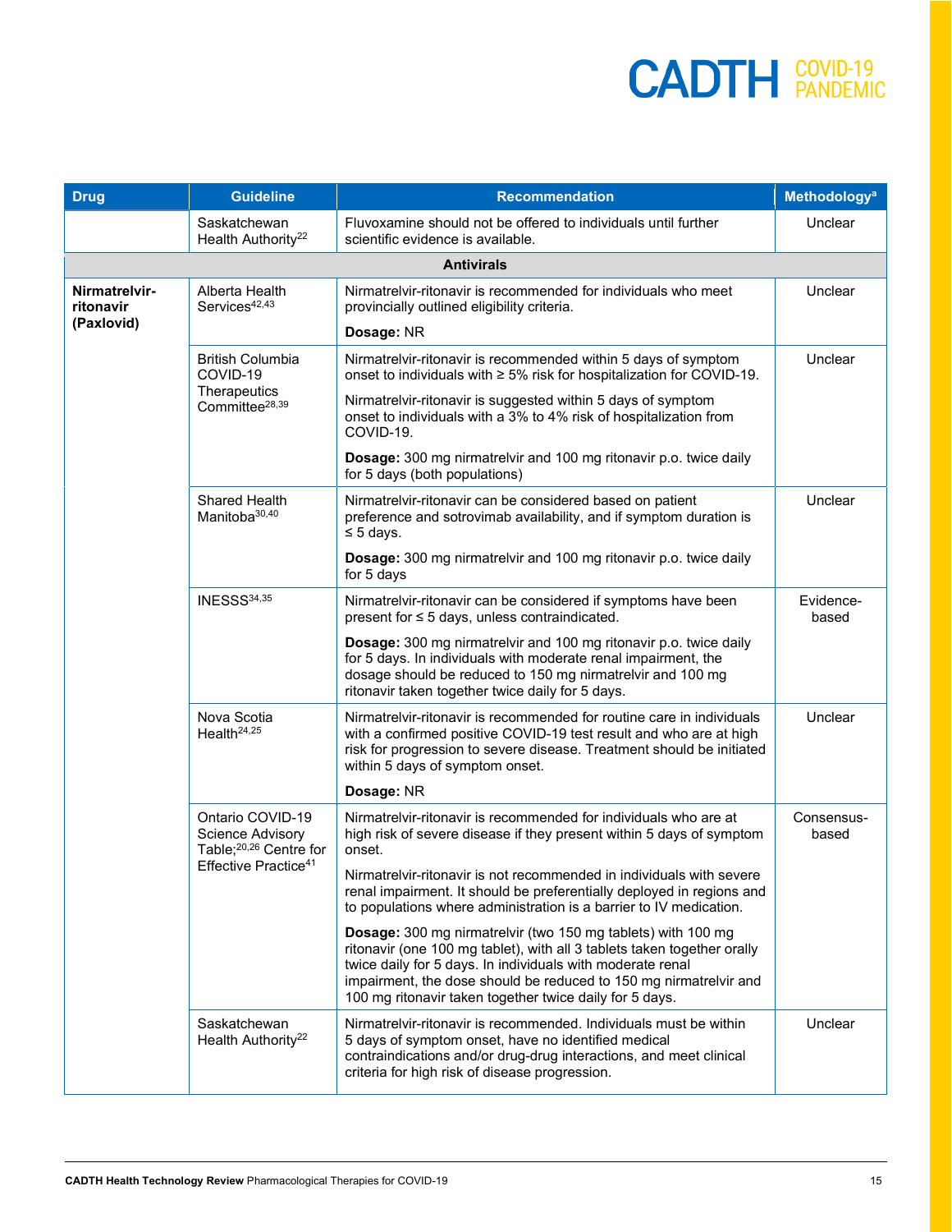| Drug | Guideline | Recommendation | Methodology[a] |
|---|---|---|---|
| | Saskatchewan Health Authority[22] | Fluvoxamine should not be offered to individuals until further scientific evidence is available. | Unclear |
| | | **Antivirals** | |
| **Nirmatrelvir-ritonavir (Paxlovid)** | Alberta Health Services[42,43] | Nirmatrelvir-ritonavir is recommended for individuals who meet provincially outlined eligibility criteria.<br><br>**Dosage:** NR | Unclear |
| | British Columbia COVID-19 Therapeutics Committee[28,39] | Nirmatrelvir-ritonavir is recommended within 5 days of symptom onset to individuals with ≥ 5% risk for hospitalization for COVID-19.<br><br>Nirmatrelvir-ritonavir is suggested within 5 days of symptom onset to individuals with a 3% to 4% risk of hospitalization from COVID-19.<br><br>**Dosage:** 300 mg nirmatrelvir and 100 mg ritonavir p.o. twice daily for 5 days (both populations) | Unclear |
| | Shared Health Manitoba[30,40] | Nirmatrelvir-ritonavir can be considered based on patient preference and sotrovimab availability, and if symptom duration is ≤ 5 days.<br><br>**Dosage:** 300 mg nirmatrelvir and 100 mg ritonavir p.o. twice daily for 5 days | Unclear |
| | INESSS[34,35] | Nirmatrelvir-ritonavir can be considered if symptoms have been present for ≤ 5 days, unless contraindicated.<br><br>**Dosage:** 300 mg nirmatrelvir and 100 mg ritonavir p.o. twice daily for 5 days. In individuals with moderate renal impairment, the dosage should be reduced to 150 mg nirmatrelvir and 100 mg ritonavir taken together twice daily for 5 days. | Evidence-based |
| | Nova Scotia Health[24,25] | Nirmatrelvir-ritonavir is recommended for routine care in individuals with a confirmed positive COVID-19 test result and who are at high risk for progression to severe disease. Treatment should be initiated within 5 days of symptom onset.<br><br>**Dosage:** NR | Unclear |
| | Ontario COVID-19 Science Advisory Table;[20,26] Centre for Effective Practice[41] | Nirmatrelvir-ritonavir is recommended for individuals who are at high risk of severe disease if they present within 5 days of symptom onset.<br><br>Nirmatrelvir-ritonavir is not recommended in individuals with severe renal impairment. It should be preferentially deployed in regions and to populations where administration is a barrier to IV medication.<br><br>**Dosage:** 300 mg nirmatrelvir (two 150 mg tablets) with 100 mg ritonavir (one 100 mg tablet), with all 3 tablets taken together orally twice daily for 5 days. In individuals with moderate renal impairment, the dose should be reduced to 150 mg nirmatrelvir and 100 mg ritonavir taken together twice daily for 5 days. | Consensus-based |
| | Saskatchewan Health Authority[22] | Nirmatrelvir-ritonavir is recommended. Individuals must be within 5 days of symptom onset, have no identified medical contraindications and/or drug-drug interactions, and meet clinical criteria for high risk of disease progression. | Unclear |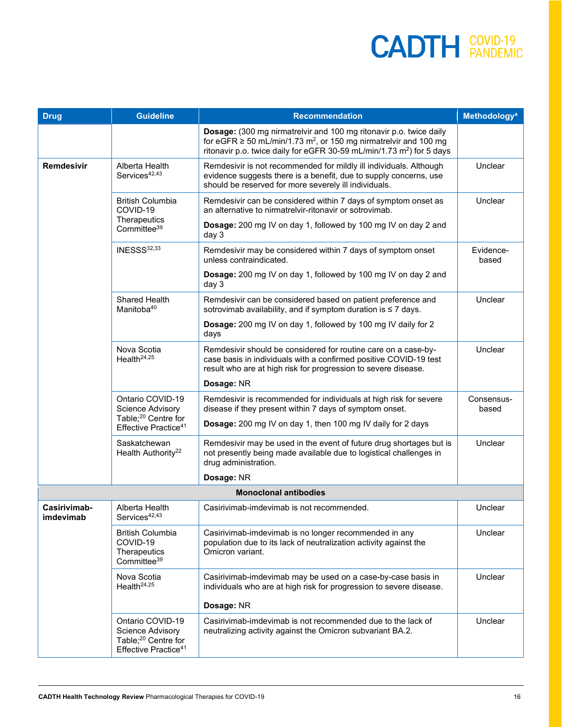| Drug | Guideline | Recommendation | Methodology[a] |
|---|---|---|---|
| | | **Dosage:** (300 mg nirmatrelvir and 100 mg ritonavir p.o. twice daily for eGFR ≥ 50 mL/min/1.73 $m^2$, or 150 mg nirmatrelvir and 100 mg ritonavir p.o. twice daily for eGFR 30-59 mL/min/1.73 $m^2$) for 5 days | |
| **Remdesivir** | Alberta Health Services[42,43] | Remdesivir is not recommended for mildly ill individuals. Although evidence suggests there is a benefit, due to supply concerns, use should be reserved for more severely ill individuals. | Unclear |
| | British Columbia COVID-19 Therapeutics Committee[39] | Remdesivir can be considered within 7 days of symptom onset as an alternative to nirmatrelvir-ritonavir or sotrovimab.<br><br>**Dosage:** 200 mg IV on day 1, followed by 100 mg IV on day 2 and day 3 | Unclear |
| | INESSS[32,33] | Remdesivir may be considered within 7 days of symptom onset unless contraindicated.<br><br>**Dosage:** 200 mg IV on day 1, followed by 100 mg IV on day 2 and day 3 | Evidence-based |
| | Shared Health Manitoba[40] | Remdesivir can be considered based on patient preference and sotrovimab availability, and if symptom duration is ≤ 7 days.<br><br>**Dosage:** 200 mg IV on day 1, followed by 100 mg IV daily for 2 days | Unclear |
| | Nova Scotia Health[24,25] | Remdesivir should be considered for routine care on a case-by-case basis in individuals with a confirmed positive COVID-19 test result who are at high risk for progression to severe disease.<br><br>**Dosage:** NR | Unclear |
| | Ontario COVID-19 Science Advisory Table;[20] Centre for Effective Practice[41] | Remdesivir is recommended for individuals at high risk for severe disease if they present within 7 days of symptom onset.<br><br>**Dosage:** 200 mg IV on day 1, then 100 mg IV daily for 2 days | Consensus-based |
| | Saskatchewan Health Authority[22] | Remdesivir may be used in the event of future drug shortages but is not presently being made available due to logistical challenges in drug administration.<br><br>**Dosage:** NR | Unclear |
| **Monoclonal antibodies** | | | |
| **Casirivimab-imdevimab** | Alberta Health Services[42,43] | Casirivimab-imdevimab is not recommended. | Unclear |
| | British Columbia COVID-19 Therapeutics Committee[39] | Casirivimab-imdevimab is no longer recommended in any population due to its lack of neutralization activity against the Omicron variant. | Unclear |
| | Nova Scotia Health[24,25] | Casirivimab-imdevimab may be used on a case-by-case basis in individuals who are at high risk for progression to severe disease.<br><br>**Dosage:** NR | Unclear |
| | Ontario COVID-19 Science Advisory Table;[20] Centre for Effective Practice[41] | Casirivimab-imdevimab is not recommended due to the lack of neutralizing activity against the Omicron subvariant BA.2. | Unclear |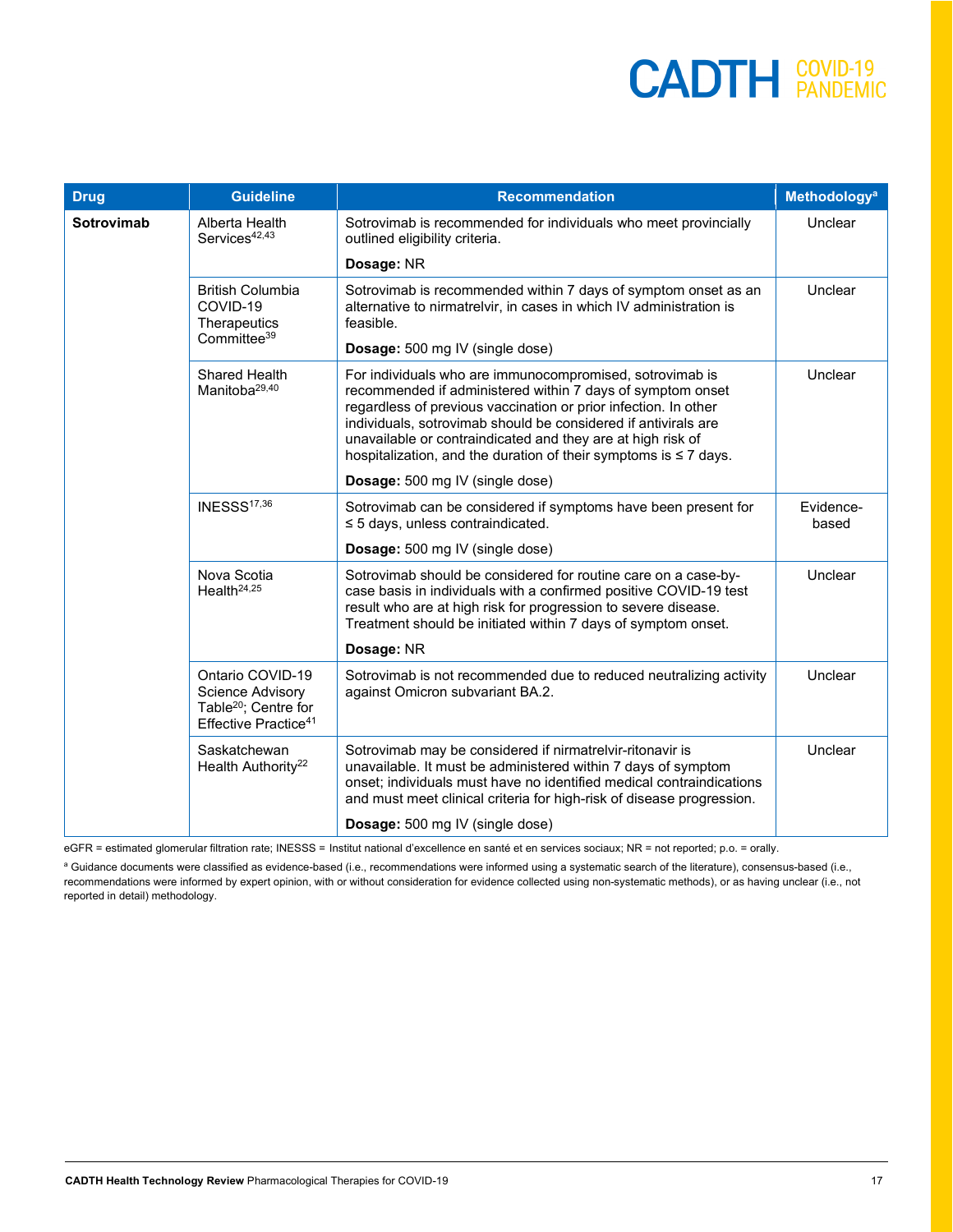| Drug | Guideline | Recommendation | Methodology[a] |
|---|---|---|---|
| **Sotrovimab** | Alberta Health Services[42,43] | Sotrovimab is recommended for individuals who meet provincially outlined eligibility criteria.<br><br>**Dosage:** NR | Unclear |
| | British Columbia COVID-19 Therapeutics Committee[39] | Sotrovimab is recommended within 7 days of symptom onset as an alternative to nirmatrelvir, in cases in which IV administration is feasible.<br><br>**Dosage:** 500 mg IV (single dose) | Unclear |
| | Shared Health Manitoba[29,40] | For individuals who are immunocompromised, sotrovimab is recommended if administered within 7 days of symptom onset regardless of previous vaccination or prior infection. In other individuals, sotrovimab should be considered if antivirals are unavailable or contraindicated and they are at high risk of hospitalization, and the duration of their symptoms is ≤ 7 days.<br><br>**Dosage:** 500 mg IV (single dose) | Unclear |
| | INESSS[17,36] | Sotrovimab can be considered if symptoms have been present for ≤ 5 days, unless contraindicated.<br><br>**Dosage:** 500 mg IV (single dose) | Evidence-based |
| | Nova Scotia Health[24,25] | Sotrovimab should be considered for routine care on a case-by-case basis in individuals with a confirmed positive COVID-19 test result who are at high risk for progression to severe disease. Treatment should be initiated within 7 days of symptom onset.<br><br>**Dosage:** NR | Unclear |
| | Ontario COVID-19 Science Advisory Table[20]; Centre for Effective Practice[41] | Sotrovimab is not recommended due to reduced neutralizing activity against Omicron subvariant BA.2. | Unclear |
| | Saskatchewan Health Authority[22] | Sotrovimab may be considered if nirmatrelvir-ritonavir is unavailable. It must be administered within 7 days of symptom onset; individuals must have no identified medical contraindications and must meet clinical criteria for high-risk of disease progression.<br><br>**Dosage:** 500 mg IV (single dose) | Unclear |

eGFR = estimated glomerular filtration rate; INESSS = Institut national d'excellence en santé et en services sociaux; NR = not reported; p.o. = orally.

[a] Guidance documents were classified as evidence-based (i.e., recommendations were informed using a systematic search of the literature), consensus-based (i.e., recommendations were informed by expert opinion, with or without consideration for evidence collected using non-systematic methods), or as having unclear (i.e., not reported in detail) methodology.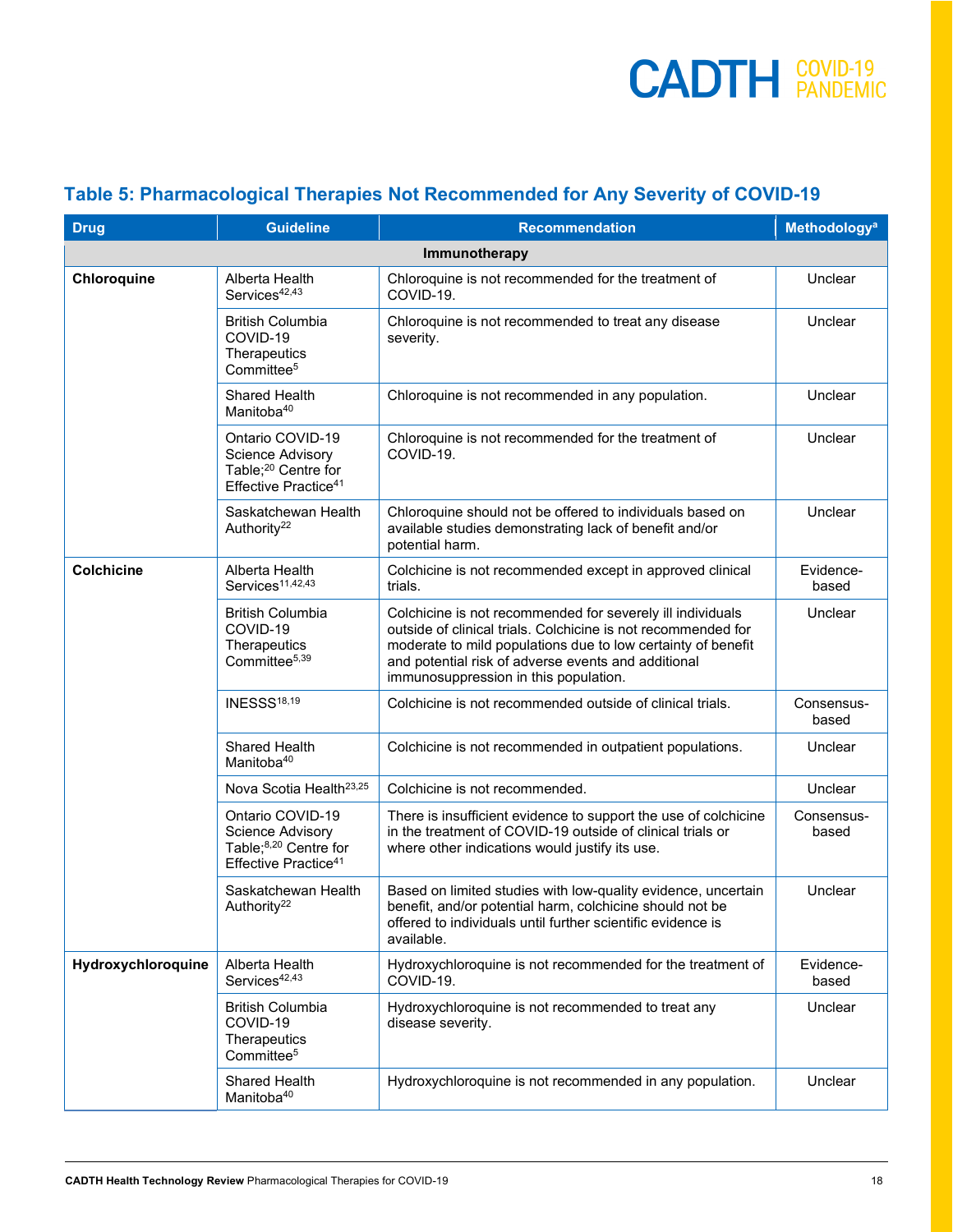## Table 5: Pharmacological Therapies Not Recommended for Any Severity of COVID-19

| Drug | Guideline | Recommendation | Methodology[a] |
|---|---|---|---|
| **Immunotherapy** | | | |
| **Chloroquine** | Alberta Health Services[42,43] | Chloroquine is not recommended for the treatment of COVID-19. | Unclear |
| | British Columbia COVID-19 Therapeutics Committee[5] | Chloroquine is not recommended to treat any disease severity. | Unclear |
| | Shared Health Manitoba[40] | Chloroquine is not recommended in any population. | Unclear |
| | Ontario COVID-19 Science Advisory Table;[20] Centre for Effective Practice[41] | Chloroquine is not recommended for the treatment of COVID-19. | Unclear |
| | Saskatchewan Health Authority[22] | Chloroquine should not be offered to individuals based on available studies demonstrating lack of benefit and/or potential harm. | Unclear |
| **Colchicine** | Alberta Health Services[11,42,43] | Colchicine is not recommended except in approved clinical trials. | Evidence-based |
| | British Columbia COVID-19 Therapeutics Committee[5,39] | Colchicine is not recommended for severely ill individuals outside of clinical trials. Colchicine is not recommended for moderate to mild populations due to low certainty of benefit and potential risk of adverse events and additional immunosuppression in this population. | Unclear |
| | INESSS[18,19] | Colchicine is not recommended outside of clinical trials. | Consensus-based |
| | Shared Health Manitoba[40] | Colchicine is not recommended in outpatient populations. | Unclear |
| | Nova Scotia Health[23,25] | Colchicine is not recommended. | Unclear |
| | Ontario COVID-19 Science Advisory Table;[8,20] Centre for Effective Practice[41] | There is insufficient evidence to support the use of colchicine in the treatment of COVID-19 outside of clinical trials or where other indications would justify its use. | Consensus-based |
| | Saskatchewan Health Authority[22] | Based on limited studies with low-quality evidence, uncertain benefit, and/or potential harm, colchicine should not be offered to individuals until further scientific evidence is available. | Unclear |
| **Hydroxychloroquine** | Alberta Health Services[42,43] | Hydroxychloroquine is not recommended for the treatment of COVID-19. | Evidence-based |
| | British Columbia COVID-19 Therapeutics Committee[5] | Hydroxychloroquine is not recommended to treat any disease severity. | Unclear |
| | Shared Health Manitoba[40] | Hydroxychloroquine is not recommended in any population. | Unclear |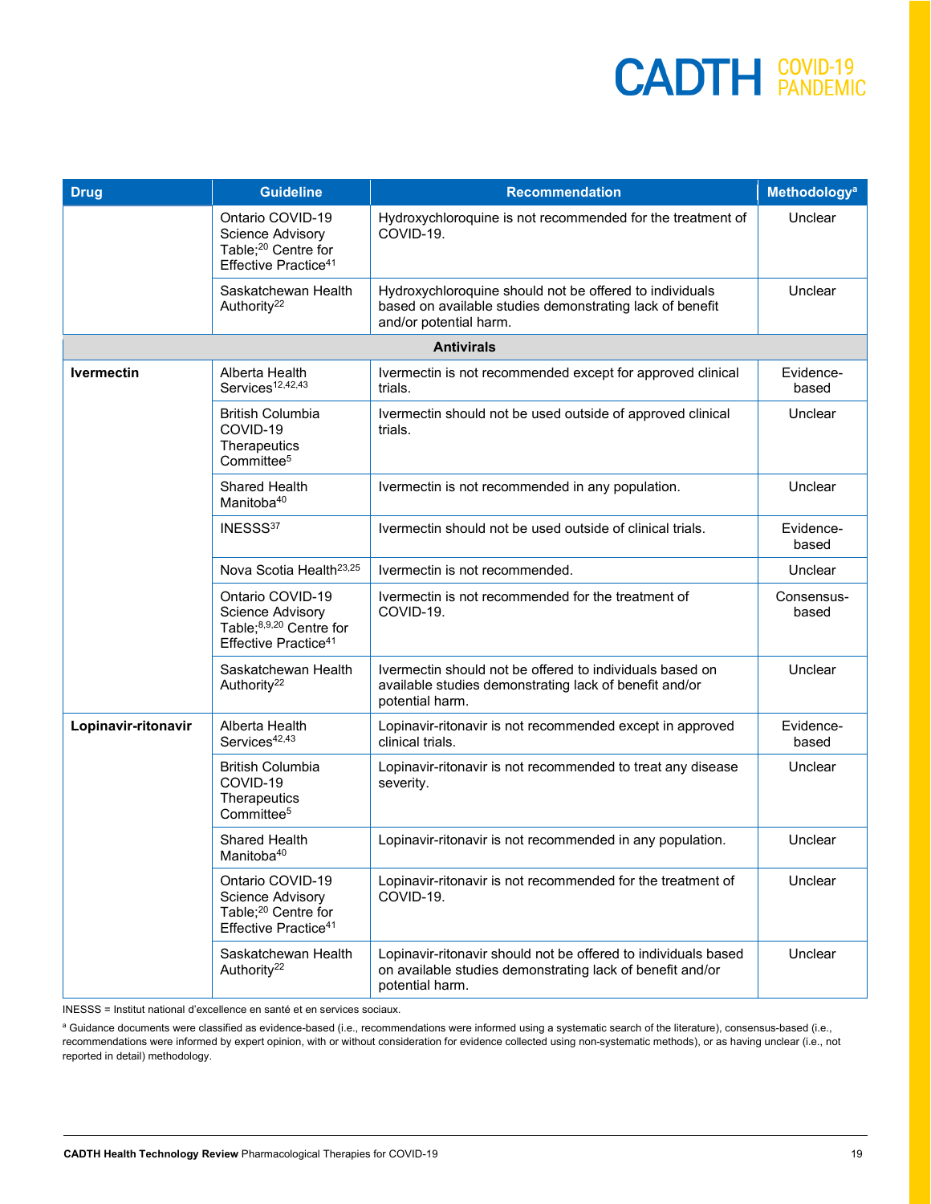| Drug | Guideline | Recommendation | Methodology[a] |
|---|---|---|---|
| | Ontario COVID-19 Science Advisory Table;[20] Centre for Effective Practice[41] | Hydroxychloroquine is not recommended for the treatment of COVID-19. | Unclear |
| | Saskatchewan Health Authority[22] | Hydroxychloroquine should not be offered to individuals based on available studies demonstrating lack of benefit and/or potential harm. | Unclear |
| **Antivirals** | | | |
| **Ivermectin** | Alberta Health Services[12,42,43] | Ivermectin is not recommended except for approved clinical trials. | Evidence-based |
| | British Columbia COVID-19 Therapeutics Committee[5] | Ivermectin should not be used outside of approved clinical trials. | Unclear |
| | Shared Health Manitoba[40] | Ivermectin is not recommended in any population. | Unclear |
| | INESSS[37] | Ivermectin should not be used outside of clinical trials. | Evidence-based |
| | Nova Scotia Health[23,25] | Ivermectin is not recommended. | Unclear |
| | Ontario COVID-19 Science Advisory Table;[8,9,20] Centre for Effective Practice[41] | Ivermectin is not recommended for the treatment of COVID-19. | Consensus-based |
| | Saskatchewan Health Authority[22] | Ivermectin should not be offered to individuals based on available studies demonstrating lack of benefit and/or potential harm. | Unclear |
| **Lopinavir-ritonavir** | Alberta Health Services[42,43] | Lopinavir-ritonavir is not recommended except in approved clinical trials. | Evidence-based |
| | British Columbia COVID-19 Therapeutics Committee[5] | Lopinavir-ritonavir is not recommended to treat any disease severity. | Unclear |
| | Shared Health Manitoba[40] | Lopinavir-ritonavir is not recommended in any population. | Unclear |
| | Ontario COVID-19 Science Advisory Table;[20] Centre for Effective Practice[41] | Lopinavir-ritonavir is not recommended for the treatment of COVID-19. | Unclear |
| | Saskatchewan Health Authority[22] | Lopinavir-ritonavir should not be offered to individuals based on available studies demonstrating lack of benefit and/or potential harm. | Unclear |

INESSS = Institut national d'excellence en santé et en services sociaux.

[a] Guidance documents were classified as evidence-based (i.e., recommendations were informed using a systematic search of the literature), consensus-based (i.e., recommendations were informed by expert opinion, with or without consideration for evidence collected using non-systematic methods), or as having unclear (i.e., not reported in detail) methodology.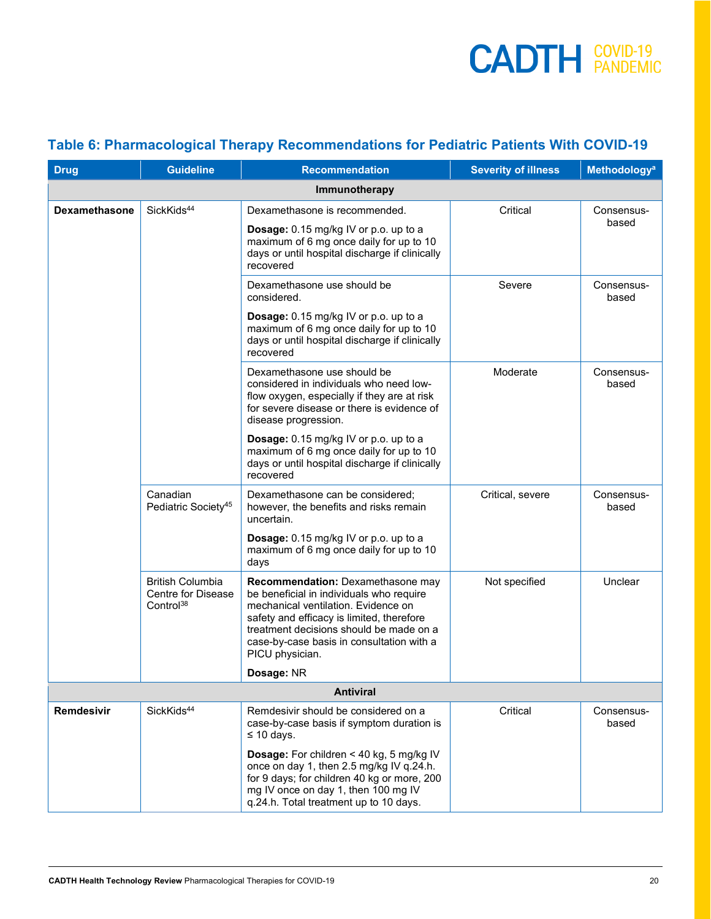## Table 6: Pharmacological Therapy Recommendations for Pediatric Patients With COVID-19

| Drug | Guideline | Recommendation | Severity of illness | Methodology[a] |
|---|---|---|---|---|
| **Immunotherapy** | | | | |
| **Dexamethasone** | SickKids[44] | Dexamethasone is recommended.<br><br>**Dosage:** 0.15 mg/kg IV or p.o. up to a maximum of 6 mg once daily for up to 10 days or until hospital discharge if clinically recovered | Critical | Consensus-based |
| | | Dexamethasone use should be considered.<br><br>**Dosage:** 0.15 mg/kg IV or p.o. up to a maximum of 6 mg once daily for up to 10 days or until hospital discharge if clinically recovered | Severe | Consensus-based |
| | | Dexamethasone use should be considered in individuals who need low-flow oxygen, especially if they are at risk for severe disease or there is evidence of disease progression.<br><br>**Dosage:** 0.15 mg/kg IV or p.o. up to a maximum of 6 mg once daily for up to 10 days or until hospital discharge if clinically recovered | Moderate | Consensus-based |
| | Canadian Pediatric Society[45] | Dexamethasone can be considered; however, the benefits and risks remain uncertain.<br><br>**Dosage:** 0.15 mg/kg IV or p.o. up to a maximum of 6 mg once daily for up to 10 days | Critical, severe | Consensus-based |
| | British Columbia Centre for Disease Control[38] | **Recommendation:** Dexamethasone may be beneficial in individuals who require mechanical ventilation. Evidence on safety and efficacy is limited, therefore treatment decisions should be made on a case-by-case basis in consultation with a PICU physician.<br><br>**Dosage:** NR | Not specified | Unclear |
| **Antiviral** | | | | |
| **Remdesivir** | SickKids[44] | Remdesivir should be considered on a case-by-case basis if symptom duration is ≤ 10 days.<br><br>**Dosage:** For children < 40 kg, 5 mg/kg IV once on day 1, then 2.5 mg/kg IV q.24.h. for 9 days; for children 40 kg or more, 200 mg IV once on day 1, then 100 mg IV q.24.h. Total treatment up to 10 days. | Critical | Consensus-based |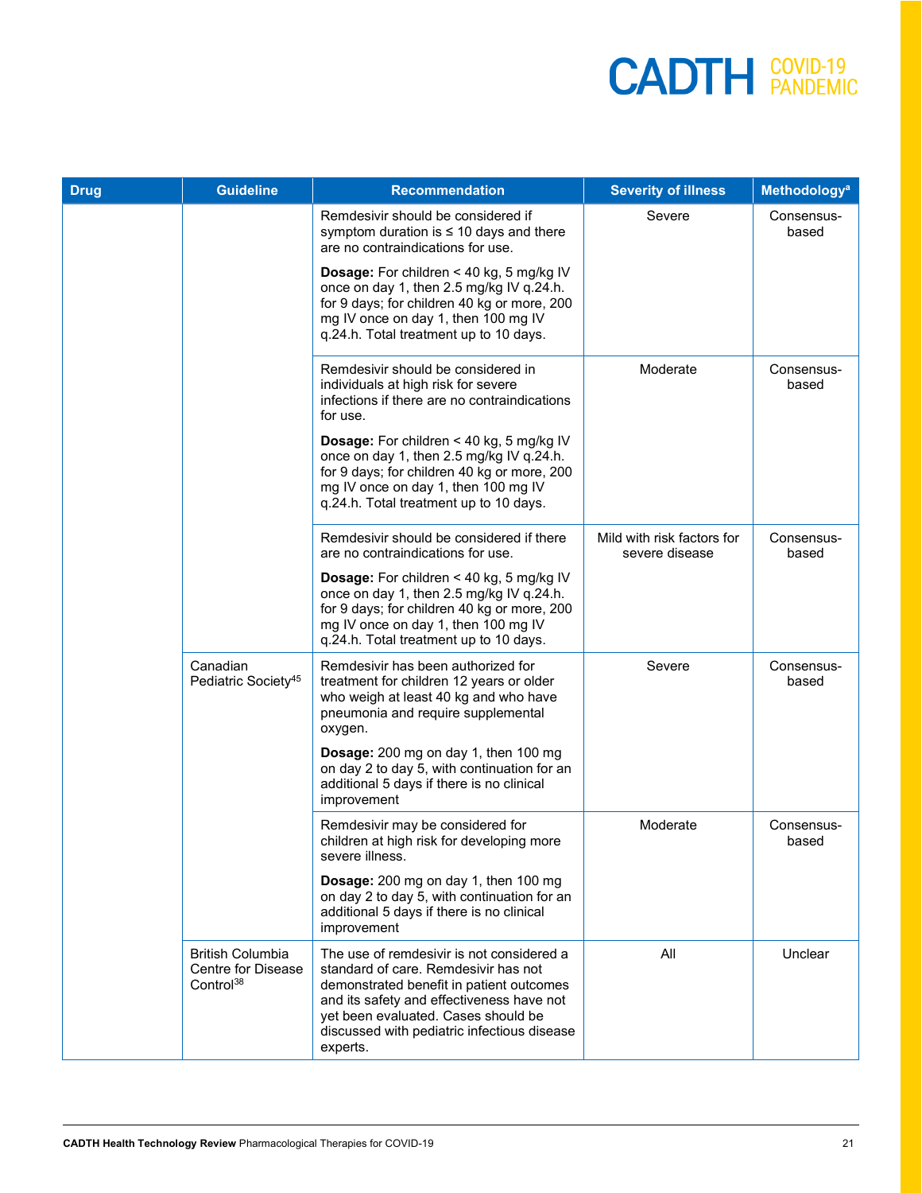| Drug | Guideline | Recommendation | Severity of illness | Methodology[a] |
|---|---|---|---|---|
| | | Remdesivir should be considered if symptom duration is ≤ 10 days and there are no contraindications for use. **Dosage:** For children < 40 kg, 5 mg/kg IV once on day 1, then 2.5 mg/kg IV q.24.h. for 9 days; for children 40 kg or more, 200 mg IV once on day 1, then 100 mg IV q.24.h. Total treatment up to 10 days. | Severe | Consensus-based |
| | | Remdesivir should be considered in individuals at high risk for severe infections if there are no contraindications for use. **Dosage:** For children < 40 kg, 5 mg/kg IV once on day 1, then 2.5 mg/kg IV q.24.h. for 9 days; for children 40 kg or more, 200 mg IV once on day 1, then 100 mg IV q.24.h. Total treatment up to 10 days. | Moderate | Consensus-based |
| | | Remdesivir should be considered if there are no contraindications for use. **Dosage:** For children < 40 kg, 5 mg/kg IV once on day 1, then 2.5 mg/kg IV q.24.h. for 9 days; for children 40 kg or more, 200 mg IV once on day 1, then 100 mg IV q.24.h. Total treatment up to 10 days. | Mild with risk factors for severe disease | Consensus-based |
| | Canadian Pediatric Society[45] | Remdesivir has been authorized for treatment for children 12 years or older who weigh at least 40 kg and who have pneumonia and require supplemental oxygen. **Dosage:** 200 mg on day 1, then 100 mg on day 2 to day 5, with continuation for an additional 5 days if there is no clinical improvement | Severe | Consensus-based |
| | | Remdesivir may be considered for children at high risk for developing more severe illness. **Dosage:** 200 mg on day 1, then 100 mg on day 2 to day 5, with continuation for an additional 5 days if there is no clinical improvement | Moderate | Consensus-based |
| | British Columbia Centre for Disease Control[38] | The use of remdesivir is not considered a standard of care. Remdesivir has not demonstrated benefit in patient outcomes and its safety and effectiveness have not yet been evaluated. Cases should be discussed with pediatric infectious disease experts. | All | Unclear |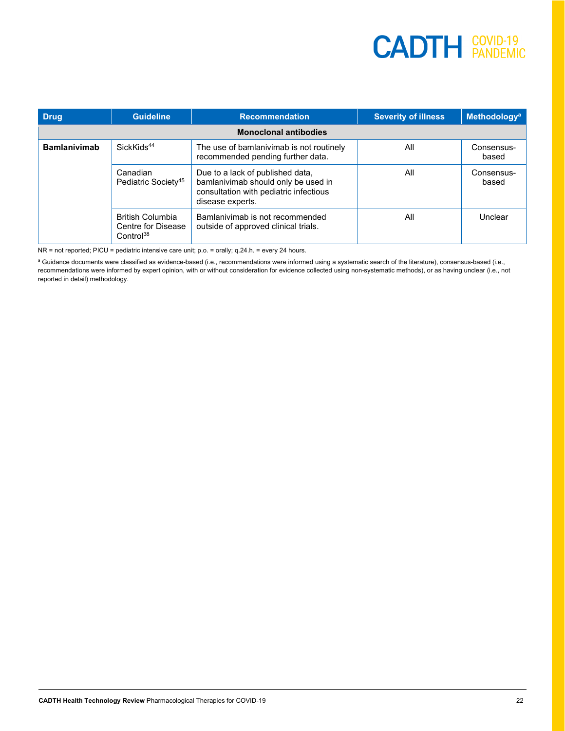| Drug | Guideline | Recommendation | Severity of illness | Methodology[a] |
|---|---|---|---|---|
| **Monoclonal antibodies** | | | | |
| **Bamlanivimab** | SickKids[44] | The use of bamlanivimab is not routinely recommended pending further data. | All | Consensus-based |
| | Canadian Pediatric Society[45] | Due to a lack of published data, bamlanivimab should only be used in consultation with pediatric infectious disease experts. | All | Consensus-based |
| | British Columbia Centre for Disease Control[38] | Bamlanivimab is not recommended outside of approved clinical trials. | All | Unclear |

NR = not reported; PICU = pediatric intensive care unit; p.o. = orally; q.24.h. = every 24 hours.

[a] Guidance documents were classified as evidence-based (i.e., recommendations were informed using a systematic search of the literature), consensus-based (i.e., recommendations were informed by expert opinion, with or without consideration for evidence collected using non-systematic methods), or as having unclear (i.e., not reported in detail) methodology.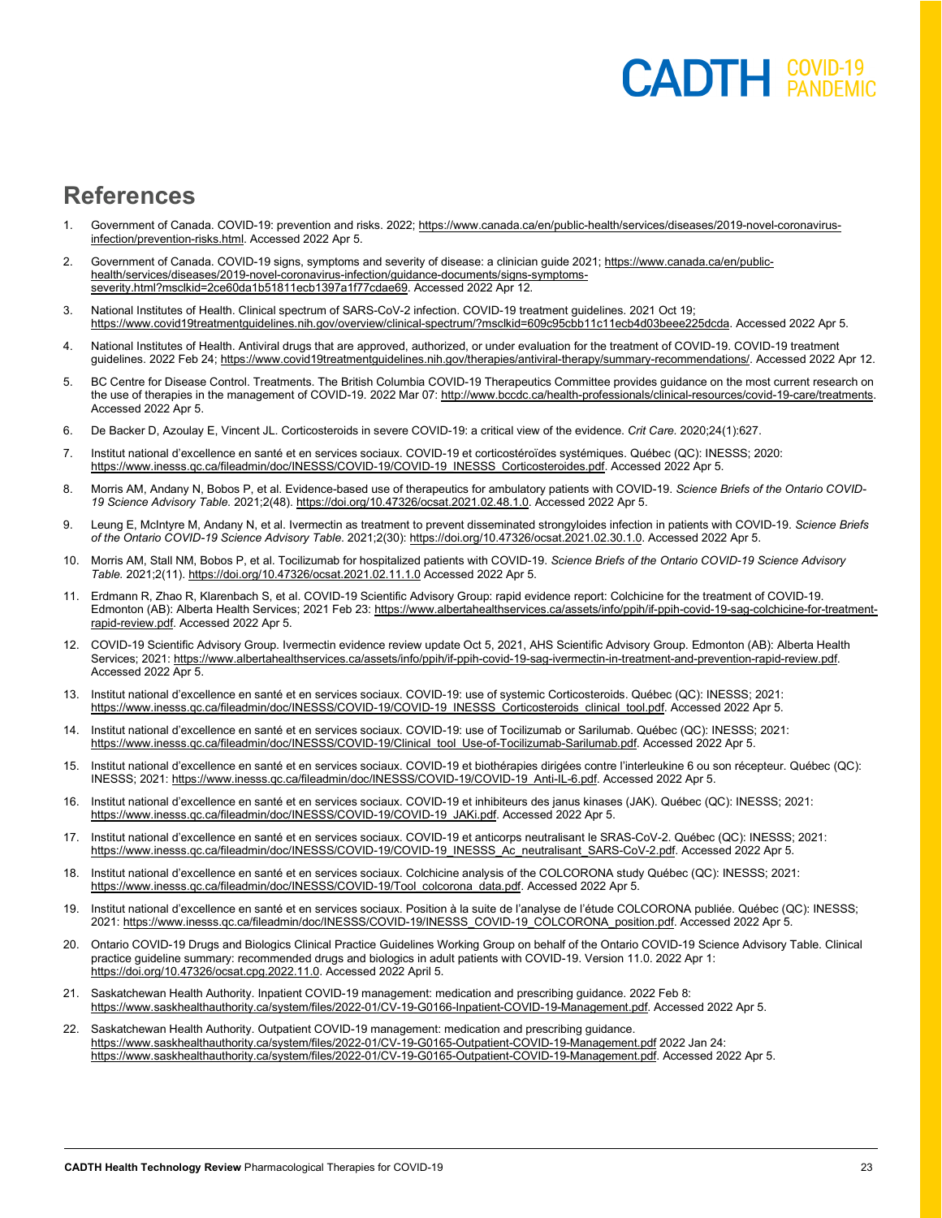## References

1. Government of Canada. COVID-19: prevention and risks. 2022; https://www.canada.ca/en/public-health/services/diseases/2019-novel-coronavirus-infection/prevention-risks.html. Accessed 2022 Apr 5.
2. Government of Canada. COVID-19 signs, symptoms and severity of disease: a clinician guide 2021; https://www.canada.ca/en/public-health/services/diseases/2019-novel-coronavirus-infection/guidance-documents/signs-symptoms-severity.html?msclkid=2ce60da1b51811ecb1397a1f77cdae69. Accessed 2022 Apr 12.
3. National Institutes of Health. Clinical spectrum of SARS-CoV-2 infection. COVID-19 treatment guidelines. 2021 Oct 19; https://www.covid19treatmentguidelines.nih.gov/overview/clinical-spectrum/?msclkid=609c95cbb11c11ecb4d03beee225dcda. Accessed 2022 Apr 5.
4. National Institutes of Health. Antiviral drugs that are approved, authorized, or under evaluation for the treatment of COVID-19. COVID-19 treatment guidelines. 2022 Feb 24; https://www.covid19treatmentguidelines.nih.gov/therapies/antiviral-therapy/summary-recommendations/. Accessed 2022 Apr 12.
5. BC Centre for Disease Control. Treatments. The British Columbia COVID-19 Therapeutics Committee provides guidance on the most current research on the use of therapies in the management of COVID-19. 2022 Mar 07: http://www.bccdc.ca/health-professionals/clinical-resources/covid-19-care/treatments. Accessed 2022 Apr 5.
6. De Backer D, Azoulay E, Vincent JL. Corticosteroids in severe COVID-19: a critical view of the evidence. *Crit Care.* 2020;24(1):627.
7. Institut national d'excellence en santé et en services sociaux. COVID-19 et corticostéroïdes systémiques. Québec (QC): INESSS; 2020: https://www.inesss.qc.ca/fileadmin/doc/INESSS/COVID-19/COVID-19_INESSS_Corticosteroides.pdf. Accessed 2022 Apr 5.
8. Morris AM, Andany N, Bobos P, et al. Evidence-based use of therapeutics for ambulatory patients with COVID-19. *Science Briefs of the Ontario COVID-19 Science Advisory Table.* 2021;2(48). https://doi.org/10.47326/ocsat.2021.02.48.1.0. Accessed 2022 Apr 5.
9. Leung E, McIntyre M, Andany N, et al. Ivermectin as treatment to prevent disseminated strongyloides infection in patients with COVID-19. *Science Briefs of the Ontario COVID-19 Science Advisory Table.* 2021;2(30): https://doi.org/10.47326/ocsat.2021.02.30.1.0. Accessed 2022 Apr 5.
10. Morris AM, Stall NM, Bobos P, et al. Tocilizumab for hospitalized patients with COVID-19. *Science Briefs of the Ontario COVID-19 Science Advisory Table.* 2021;2(11). https://doi.org/10.47326/ocsat.2021.02.11.1.0 Accessed 2022 Apr 5.
11. Erdmann R, Zhao R, Klarenbach S, et al. COVID-19 Scientific Advisory Group: rapid evidence report: Colchicine for the treatment of COVID-19. Edmonton (AB): Alberta Health Services; 2021 Feb 23: https://www.albertahealthservices.ca/assets/info/ppih/if-ppih-covid-19-sag-colchicine-for-treatment-rapid-review.pdf. Accessed 2022 Apr 5.
12. COVID-19 Scientific Advisory Group. Ivermectin evidence review update Oct 5, 2021, AHS Scientific Advisory Group. Edmonton (AB): Alberta Health Services; 2021: https://www.albertahealthservices.ca/assets/info/ppih/if-ppih-covid-19-sag-ivermectin-in-treatment-and-prevention-rapid-review.pdf. Accessed 2022 Apr 5.
13. Institut national d'excellence en santé et en services sociaux. COVID-19: use of systemic Corticosteroids. Québec (QC): INESSS; 2021: https://www.inesss.qc.ca/fileadmin/doc/INESSS/COVID-19/COVID-19_INESSS_Corticosteroids_clinical_tool.pdf. Accessed 2022 Apr 5.
14. Institut national d'excellence en santé et en services sociaux. COVID-19: use of Tocilizumab or Sarilumab. Québec (QC): INESSS; 2021: https://www.inesss.qc.ca/fileadmin/doc/INESSS/COVID-19/Clinical_tool_Use-of-Tocilizumab-Sarilumab.pdf. Accessed 2022 Apr 5.
15. Institut national d'excellence en santé et en services sociaux. COVID-19 et biothérapies dirigées contre l'interleukine 6 ou son récepteur. Québec (QC): INESSS; 2021: https://www.inesss.qc.ca/fileadmin/doc/INESSS/COVID-19/COVID-19_Anti-IL-6.pdf. Accessed 2022 Apr 5.
16. Institut national d'excellence en santé et en services sociaux. COVID-19 et inhibiteurs des janus kinases (JAK). Québec (QC): INESSS; 2021: https://www.inesss.qc.ca/fileadmin/doc/INESSS/COVID-19/COVID-19_JAKi.pdf. Accessed 2022 Apr 5.
17. Institut national d'excellence en santé et en services sociaux. COVID-19 et anticorps neutralisant le SRAS-CoV-2. Québec (QC): INESSS; 2021: https://www.inesss.qc.ca/fileadmin/doc/INESSS/COVID-19/COVID-19_INESSS_Ac_neutralisant_SARS-CoV-2.pdf. Accessed 2022 Apr 5.
18. Institut national d'excellence en santé et en services sociaux. Colchicine analysis of the COLCORONA study Québec (QC): INESSS; 2021: https://www.inesss.qc.ca/fileadmin/doc/INESSS/COVID-19/Tool_colcorona_data.pdf. Accessed 2022 Apr 5.
19. Institut national d'excellence en santé et en services sociaux. Position à la suite de l'analyse de l'étude COLCORONA publiée. Québec (QC): INESSS; 2021: https://www.inesss.qc.ca/fileadmin/doc/INESSS/COVID-19/INESSS_COVID-19_COLCORONA_position.pdf. Accessed 2022 Apr 5.
20. Ontario COVID-19 Drugs and Biologics Clinical Practice Guidelines Working Group on behalf of the Ontario COVID-19 Science Advisory Table. Clinical practice guideline summary: recommended drugs and biologics in adult patients with COVID-19. Version 11.0. 2022 Apr 1: https://doi.org/10.47326/ocsat.cpg.2022.11.0. Accessed 2022 April 5.
21. Saskatchewan Health Authority. Inpatient COVID-19 management: medication and prescribing guidance. 2022 Feb 8: https://www.saskhealthauthority.ca/system/files/2022-01/CV-19-G0166-Inpatient-COVID-19-Management.pdf. Accessed 2022 Apr 5.
22. Saskatchewan Health Authority. Outpatient COVID-19 management: medication and prescribing guidance. https://www.saskhealthauthority.ca/system/files/2022-01/CV-19-G0165-Outpatient-COVID-19-Management.pdf 2022 Jan 24: https://www.saskhealthauthority.ca/system/files/2022-01/CV-19-G0165-Outpatient-COVID-19-Management.pdf. Accessed 2022 Apr 5.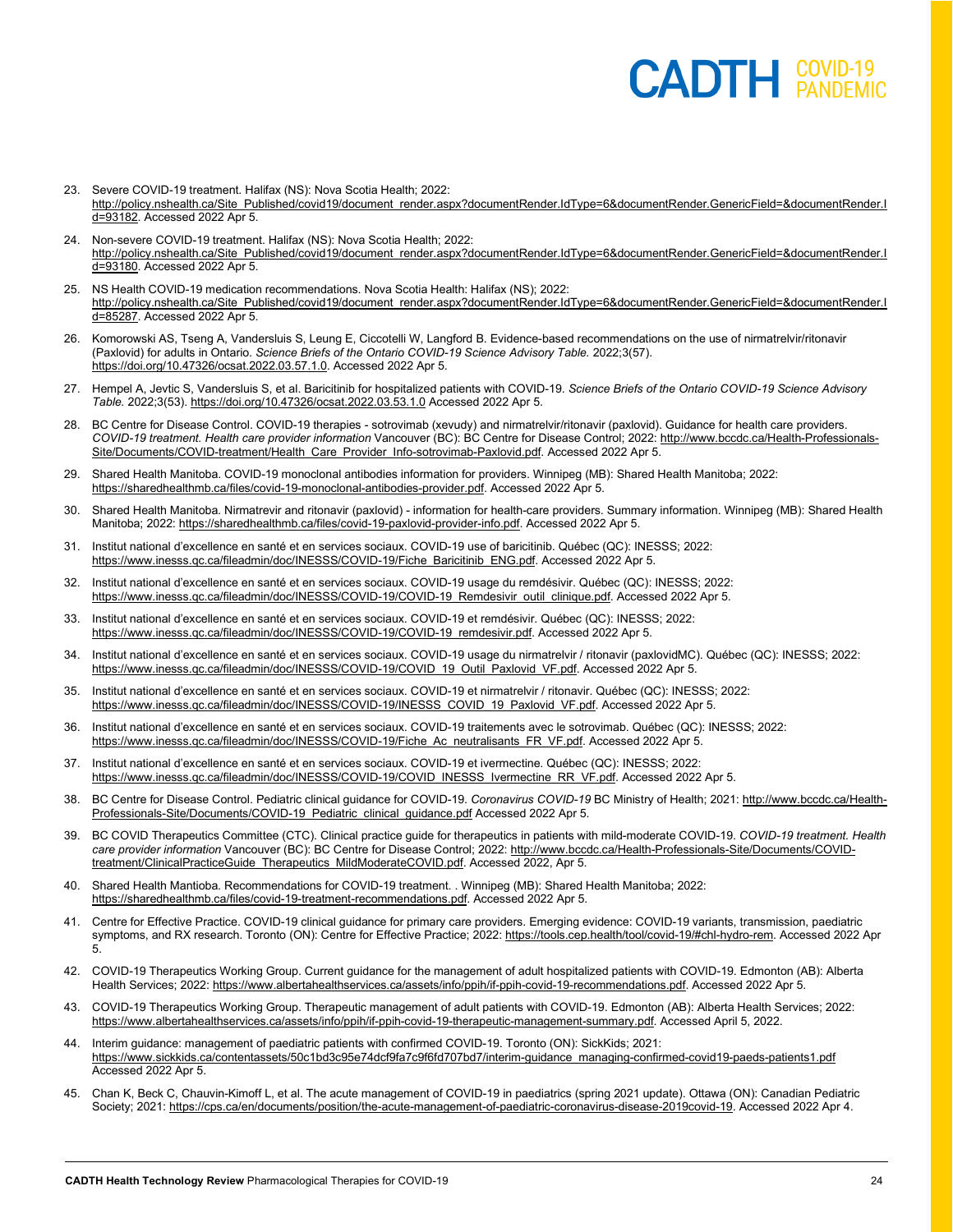23. Severe COVID-19 treatment. Halifax (NS): Nova Scotia Health; 2022: http://policy.nshealth.ca/Site_Published/covid19/document_render.aspx?documentRender.IdType=6&documentRender.GenericField=&documentRender.Id=93182. Accessed 2022 Apr 5.

24. Non-severe COVID-19 treatment. Halifax (NS): Nova Scotia Health; 2022: http://policy.nshealth.ca/Site_Published/covid19/document_render.aspx?documentRender.IdType=6&documentRender.GenericField=&documentRender.Id=93180. Accessed 2022 Apr 5.

25. NS Health COVID-19 medication recommendations. Nova Scotia Health: Halifax (NS); 2022: http://policy.nshealth.ca/Site_Published/covid19/document_render.aspx?documentRender.IdType=6&documentRender.GenericField=&documentRender.Id=85287. Accessed 2022 Apr 5.

26. Komorowski AS, Tseng A, Vandersluis S, Leung E, Ciccotelli W, Langford B. Evidence-based recommendations on the use of nirmatrelvir/ritonavir (Paxlovid) for adults in Ontario. *Science Briefs of the Ontario COVID-19 Science Advisory Table.* 2022;3(57). https://doi.org/10.47326/ocsat.2022.03.57.1.0. Accessed 2022 Apr 5.

27. Hempel A, Jevtic S, Vandersluis S, et al. Baricitinib for hospitalized patients with COVID-19. *Science Briefs of the Ontario COVID-19 Science Advisory Table.* 2022;3(53). https://doi.org/10.47326/ocsat.2022.03.53.1.0 Accessed 2022 Apr 5.

28. BC Centre for Disease Control. COVID-19 therapies - sotrovimab (xevudy) and nirmatrelvir/ritonavir (paxlovid). Guidance for health care providers. *COVID-19 treatment. Health care provider information* Vancouver (BC): BC Centre for Disease Control; 2022: http://www.bccdc.ca/Health-Professionals-Site/Documents/COVID-treatment/Health_Care_Provider_Info-sotrovimab-Paxlovid.pdf. Accessed 2022 Apr 5.

29. Shared Health Manitoba. COVID-19 monoclonal antibodies information for providers. Winnipeg (MB): Shared Health Manitoba; 2022: https://sharedhealthmb.ca/files/covid-19-monoclonal-antibodies-provider.pdf. Accessed 2022 Apr 5.

30. Shared Health Manitoba. Nirmatrevir and ritonavir (paxlovid) - information for health-care providers. Summary information. Winnipeg (MB): Shared Health Manitoba; 2022: https://sharedhealthmb.ca/files/covid-19-paxlovid-provider-info.pdf. Accessed 2022 Apr 5.

31. Institut national d'excellence en santé et en services sociaux. COVID-19 use of baricitinib. Québec (QC): INESSS; 2022: https://www.inesss.qc.ca/fileadmin/doc/INESSS/COVID-19/Fiche_Baricitinib_ENG.pdf. Accessed 2022 Apr 5.

32. Institut national d'excellence en santé et en services sociaux. COVID-19 usage du remdésivir. Québec (QC): INESSS; 2022: https://www.inesss.qc.ca/fileadmin/doc/INESSS/COVID-19/COVID-19_Remdesivir_outil_clinique.pdf. Accessed 2022 Apr 5.

33. Institut national d'excellence en santé et en services sociaux. COVID-19 et remdésivir. Québec (QC): INESSS; 2022: https://www.inesss.qc.ca/fileadmin/doc/INESSS/COVID-19/COVID-19_remdesivir.pdf. Accessed 2022 Apr 5.

34. Institut national d'excellence en santé et en services sociaux. COVID-19 usage du nirmatrelvir / ritonavir (paxlovidMC). Québec (QC): INESSS; 2022: https://www.inesss.qc.ca/fileadmin/doc/INESSS/COVID-19/COVID_19_Outil_Paxlovid_VF.pdf. Accessed 2022 Apr 5.

35. Institut national d'excellence en santé et en services sociaux. COVID-19 et nirmatrelvir / ritonavir. Québec (QC): INESSS; 2022: https://www.inesss.qc.ca/fileadmin/doc/INESSS/COVID-19/INESSS_COVID_19_Paxlovid_VF.pdf. Accessed 2022 Apr 5.

36. Institut national d'excellence en santé et en services sociaux. COVID-19 traitements avec le sotrovimab. Québec (QC): INESSS; 2022: https://www.inesss.qc.ca/fileadmin/doc/INESSS/COVID-19/Fiche_Ac_neutralisants_FR_VF.pdf. Accessed 2022 Apr 5.

37. Institut national d'excellence en santé et en services sociaux. COVID-19 et ivermectine. Québec (QC): INESSS; 2022: https://www.inesss.qc.ca/fileadmin/doc/INESSS/COVID-19/COVID_INESSS_Ivermectine_RR_VF.pdf. Accessed 2022 Apr 5.

38. BC Centre for Disease Control. Pediatric clinical guidance for COVID-19. *Coronavirus COVID-19* BC Ministry of Health; 2021: http://www.bccdc.ca/Health-Professionals-Site/Documents/COVID-19_Pediatric_clinical_guidance.pdf Accessed 2022 Apr 5.

39. BC COVID Therapeutics Committee (CTC). Clinical practice guide for therapeutics in patients with mild-moderate COVID-19. *COVID-19 treatment. Health care provider information* Vancouver (BC): BC Centre for Disease Control; 2022: http://www.bccdc.ca/Health-Professionals-Site/Documents/COVID-treatment/ClinicalPracticeGuide_Therapeutics_MildModerateCOVID.pdf. Accessed 2022, Apr 5.

40. Shared Health Mantioba. Recommendations for COVID-19 treatment. . Winnipeg (MB): Shared Health Manitoba; 2022: https://sharedhealthmb.ca/files/covid-19-treatment-recommendations.pdf. Accessed 2022 Apr 5.

41. Centre for Effective Practice. COVID-19 clinical guidance for primary care providers. Emerging evidence: COVID-19 variants, transmission, paediatric symptoms, and RX research. Toronto (ON): Centre for Effective Practice; 2022: https://tools.cep.health/tool/covid-19/#chl-hydro-rem. Accessed 2022 Apr 5.

42. COVID-19 Therapeutics Working Group. Current guidance for the management of adult hospitalized patients with COVID-19. Edmonton (AB): Alberta Health Services; 2022: https://www.albertahealthservices.ca/assets/info/ppih/if-ppih-covid-19-recommendations.pdf. Accessed 2022 Apr 5.

43. COVID-19 Therapeutics Working Group. Therapeutic management of adult patients with COVID-19. Edmonton (AB): Alberta Health Services; 2022: https://www.albertahealthservices.ca/assets/info/ppih/if-ppih-covid-19-therapeutic-management-summary.pdf. Accessed April 5, 2022.

44. Interim guidance: management of paediatric patients with confirmed COVID-19. Toronto (ON): SickKids; 2021: https://www.sickkids.ca/contentassets/50c1bd3c95e74dcf9fa7c9f6fd707bd7/interim-guidance_managing-confirmed-covid19-paeds-patients1.pdf Accessed 2022 Apr 5.

45. Chan K, Beck C, Chauvin-Kimoff L, et al. The acute management of COVID-19 in paediatrics (spring 2021 update). Ottawa (ON): Canadian Pediatric Society; 2021: https://cps.ca/en/documents/position/the-acute-management-of-paediatric-coronavirus-disease-2019covid-19. Accessed 2022 Apr 4.